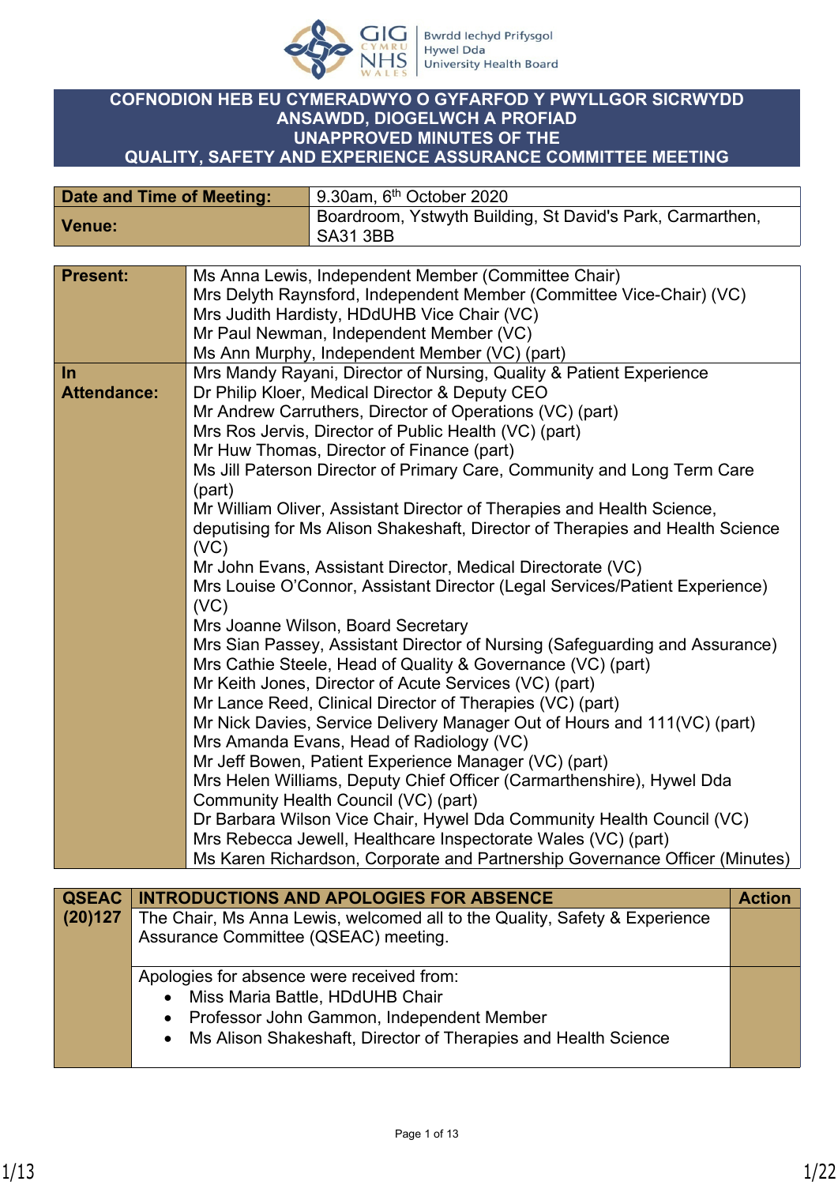# COFNODION HEB EU CYMERADWYO O GYFARFOD Y PWYLLGOR SICRWYDD ANSAWDD, DIOGELWCH A PROFIAD
# UNAPPROVED MINUTES OF THE QUALITY, SAFETY AND EXPERIENCE ASSURANCE COMMITTEE MEETING

| | |
|---|---|
| **Date and Time of Meeting:** | 9.30am, 6th October 2020 |
| **Venue:** | Boardroom, Ystwyth Building, St David's Park, Carmarthen, SA31 3BB |

| | |
|---|---|
| **Present:** | Ms Anna Lewis, Independent Member (Committee Chair)<br>Mrs Delyth Raynsford, Independent Member (Committee Vice-Chair) (VC)<br>Mrs Judith Hardisty, HDdUHB Vice Chair (VC)<br>Mr Paul Newman, Independent Member (VC)<br>Ms Ann Murphy, Independent Member (VC) (part) |
| **In Attendance:** | Mrs Mandy Rayani, Director of Nursing, Quality & Patient Experience<br>Dr Philip Kloer, Medical Director & Deputy CEO<br>Mr Andrew Carruthers, Director of Operations (VC) (part)<br>Mrs Ros Jervis, Director of Public Health (VC) (part)<br>Mr Huw Thomas, Director of Finance (part)<br>Ms Jill Paterson Director of Primary Care, Community and Long Term Care (part)<br>Mr William Oliver, Assistant Director of Therapies and Health Science, deputising for Ms Alison Shakeshaft, Director of Therapies and Health Science (VC)<br>Mr John Evans, Assistant Director, Medical Directorate (VC)<br>Mrs Louise O'Connor, Assistant Director (Legal Services/Patient Experience) (VC)<br>Mrs Joanne Wilson, Board Secretary<br>Mrs Sian Passey, Assistant Director of Nursing (Safeguarding and Assurance)<br>Mrs Cathie Steele, Head of Quality & Governance (VC) (part)<br>Mr Keith Jones, Director of Acute Services (VC) (part)<br>Mr Lance Reed, Clinical Director of Therapies (VC) (part)<br>Mr Nick Davies, Service Delivery Manager Out of Hours and 111(VC) (part)<br>Mrs Amanda Evans, Head of Radiology (VC)<br>Mr Jeff Bowen, Patient Experience Manager (VC) (part)<br>Mrs Helen Williams, Deputy Chief Officer (Carmarthenshire), Hywel Dda Community Health Council (VC) (part)<br>Dr Barbara Wilson Vice Chair, Hywel Dda Community Health Council (VC)<br>Mrs Rebecca Jewell, Healthcare Inspectorate Wales (VC) (part)<br>Ms Karen Richardson, Corporate and Partnership Governance Officer (Minutes) |

| QSEAC | INTRODUCTIONS AND APOLOGIES FOR ABSENCE | Action |
|---|---|---|
| (20)127 | The Chair, Ms Anna Lewis, welcomed all to the Quality, Safety & Experience Assurance Committee (QSEAC) meeting. | |
| | Apologies for absence were received from:<br>• Miss Maria Battle, HDdUHB Chair<br>• Professor John Gammon, Independent Member<br>• Ms Alison Shakeshaft, Director of Therapies and Health Science | |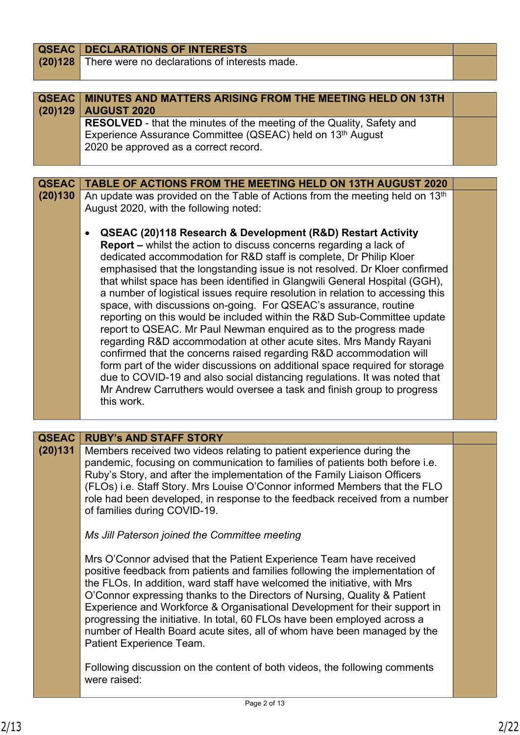| QSEAC (20)128 | DECLARATIONS OF INTERESTS | |
|---|---|---|
| | There were no declarations of interests made. | |

| QSEAC (20)129 | MINUTES AND MATTERS ARISING FROM THE MEETING HELD ON 13TH AUGUST 2020 | |
|---|---|---|
| | **RESOLVED** - that the minutes of the meeting of the Quality, Safety and Experience Assurance Committee (QSEAC) held on 13th August 2020 be approved as a correct record. | |

| QSEAC (20)130 | TABLE OF ACTIONS FROM THE MEETING HELD ON 13TH AUGUST 2020 | |
|---|---|---|
| | An update was provided on the Table of Actions from the meeting held on 13th August 2020, with the following noted:<br><br>• **QSEAC (20)118 Research & Development (R&D) Restart Activity Report –** whilst the action to discuss concerns regarding a lack of dedicated accommodation for R&D staff is complete, Dr Philip Kloer emphasised that the longstanding issue is not resolved. Dr Kloer confirmed that whilst space has been identified in Glangwili General Hospital (GGH), a number of logistical issues require resolution in relation to accessing this space, with discussions on-going. For QSEAC's assurance, routine reporting on this would be included within the R&D Sub-Committee update report to QSEAC. Mr Paul Newman enquired as to the progress made regarding R&D accommodation at other acute sites. Mrs Mandy Rayani confirmed that the concerns raised regarding R&D accommodation will form part of the wider discussions on additional space required for storage due to COVID-19 and also social distancing regulations. It was noted that Mr Andrew Carruthers would oversee a task and finish group to progress this work. | |

| QSEAC (20)131 | RUBY's AND STAFF STORY | |
|---|---|---|
| | Members received two videos relating to patient experience during the pandemic, focusing on communication to families of patients both before i.e. Ruby's Story, and after the implementation of the Family Liaison Officers (FLOs) i.e. Staff Story. Mrs Louise O'Connor informed Members that the FLO role had been developed, in response to the feedback received from a number of families during COVID-19.<br><br>*Ms Jill Paterson joined the Committee meeting*<br><br>Mrs O'Connor advised that the Patient Experience Team have received positive feedback from patients and families following the implementation of the FLOs. In addition, ward staff have welcomed the initiative, with Mrs O'Connor expressing thanks to the Directors of Nursing, Quality & Patient Experience and Workforce & Organisational Development for their support in progressing the initiative. In total, 60 FLOs have been employed across a number of Health Board acute sites, all of whom have been managed by the Patient Experience Team.<br><br>Following discussion on the content of both videos, the following comments were raised: | |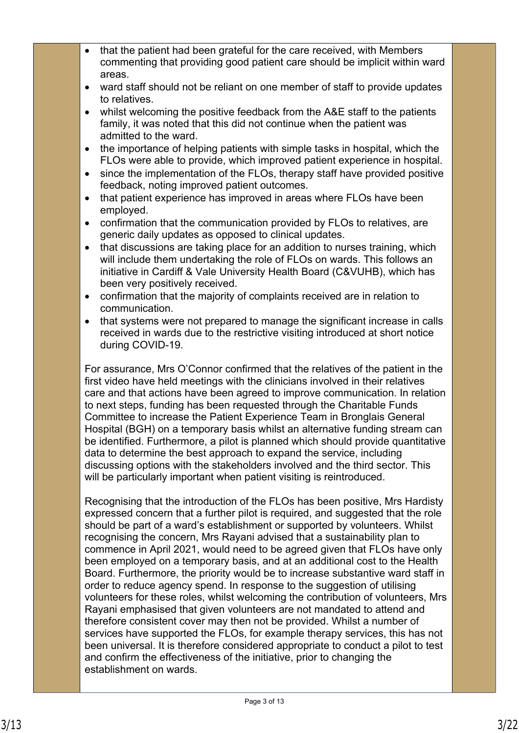- that the patient had been grateful for the care received, with Members commenting that providing good patient care should be implicit within ward areas.
- ward staff should not be reliant on one member of staff to provide updates to relatives.
- whilst welcoming the positive feedback from the A&E staff to the patients family, it was noted that this did not continue when the patient was admitted to the ward.
- the importance of helping patients with simple tasks in hospital, which the FLOs were able to provide, which improved patient experience in hospital.
- since the implementation of the FLOs, therapy staff have provided positive feedback, noting improved patient outcomes.
- that patient experience has improved in areas where FLOs have been employed.
- confirmation that the communication provided by FLOs to relatives, are generic daily updates as opposed to clinical updates.
- that discussions are taking place for an addition to nurses training, which will include them undertaking the role of FLOs on wards. This follows an initiative in Cardiff & Vale University Health Board (C&VUHB), which has been very positively received.
- confirmation that the majority of complaints received are in relation to communication.
- that systems were not prepared to manage the significant increase in calls received in wards due to the restrictive visiting introduced at short notice during COVID-19.

For assurance, Mrs O'Connor confirmed that the relatives of the patient in the first video have held meetings with the clinicians involved in their relatives care and that actions have been agreed to improve communication. In relation to next steps, funding has been requested through the Charitable Funds Committee to increase the Patient Experience Team in Bronglais General Hospital (BGH) on a temporary basis whilst an alternative funding stream can be identified. Furthermore, a pilot is planned which should provide quantitative data to determine the best approach to expand the service, including discussing options with the stakeholders involved and the third sector. This will be particularly important when patient visiting is reintroduced.

Recognising that the introduction of the FLOs has been positive, Mrs Hardisty expressed concern that a further pilot is required, and suggested that the role should be part of a ward's establishment or supported by volunteers. Whilst recognising the concern, Mrs Rayani advised that a sustainability plan to commence in April 2021, would need to be agreed given that FLOs have only been employed on a temporary basis, and at an additional cost to the Health Board. Furthermore, the priority would be to increase substantive ward staff in order to reduce agency spend. In response to the suggestion of utilising volunteers for these roles, whilst welcoming the contribution of volunteers, Mrs Rayani emphasised that given volunteers are not mandated to attend and therefore consistent cover may then not be provided. Whilst a number of services have supported the FLOs, for example therapy services, this has not been universal. It is therefore considered appropriate to conduct a pilot to test and confirm the effectiveness of the initiative, prior to changing the establishment on wards.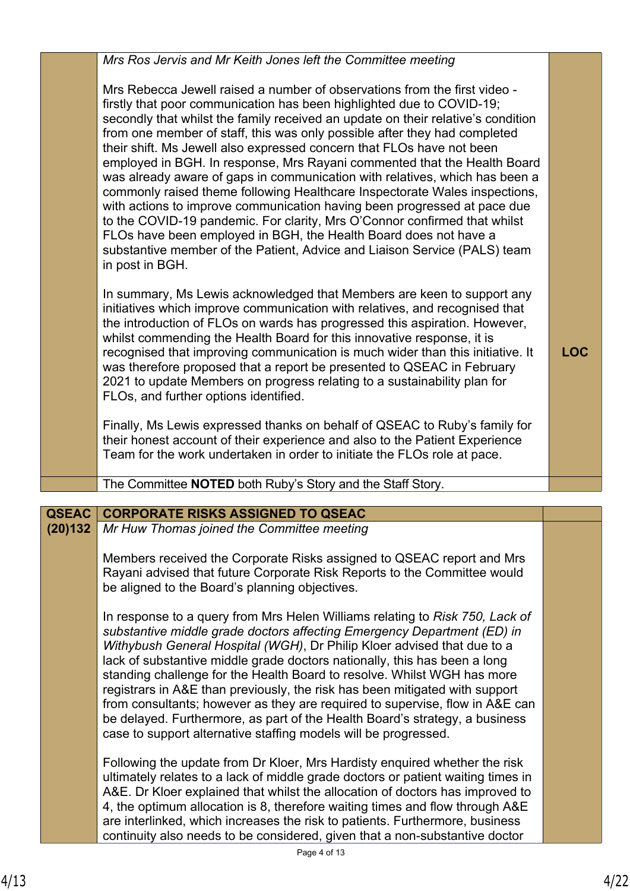| | | |
|---|---|---|
| | *Mrs Ros Jervis and Mr Keith Jones left the Committee meeting*<br><br>Mrs Rebecca Jewell raised a number of observations from the first video - firstly that poor communication has been highlighted due to COVID-19; secondly that whilst the family received an update on their relative's condition from one member of staff, this was only possible after they had completed their shift. Ms Jewell also expressed concern that FLOs have not been employed in BGH. In response, Mrs Rayani commented that the Health Board was already aware of gaps in communication with relatives, which has been a commonly raised theme following Healthcare Inspectorate Wales inspections, with actions to improve communication having been progressed at pace due to the COVID-19 pandemic. For clarity, Mrs O'Connor confirmed that whilst FLOs have been employed in BGH, the Health Board does not have a substantive member of the Patient, Advice and Liaison Service (PALS) team in post in BGH.<br><br>In summary, Ms Lewis acknowledged that Members are keen to support any initiatives which improve communication with relatives, and recognised that the introduction of FLOs on wards has progressed this aspiration. However, whilst commending the Health Board for this innovative response, it is recognised that improving communication is much wider than this initiative. It was therefore proposed that a report be presented to QSEAC in February 2021 to update Members on progress relating to a sustainability plan for FLOs, and further options identified.<br><br>Finally, Ms Lewis expressed thanks on behalf of QSEAC to Ruby's family for their honest account of their experience and also to the Patient Experience Team for the work undertaken in order to initiate the FLOs role at pace. | **LOC** |
| | The Committee **NOTED** both Ruby's Story and the Staff Story. | |

| | | |
|---|---|---|
| **QSEAC (20)132** | **CORPORATE RISKS ASSIGNED TO QSEAC** | |
| | *Mr Huw Thomas joined the Committee meeting*<br><br>Members received the Corporate Risks assigned to QSEAC report and Mrs Rayani advised that future Corporate Risk Reports to the Committee would be aligned to the Board's planning objectives.<br><br>In response to a query from Mrs Helen Williams relating to *Risk 750, Lack of substantive middle grade doctors affecting Emergency Department (ED) in Withybush General Hospital (WGH)*, Dr Philip Kloer advised that due to a lack of substantive middle grade doctors nationally, this has been a long standing challenge for the Health Board to resolve. Whilst WGH has more registrars in A&E than previously, the risk has been mitigated with support from consultants; however as they are required to supervise, flow in A&E can be delayed. Furthermore, as part of the Health Board's strategy, a business case to support alternative staffing models will be progressed.<br><br>Following the update from Dr Kloer, Mrs Hardisty enquired whether the risk ultimately relates to a lack of middle grade doctors or patient waiting times in A&E. Dr Kloer explained that whilst the allocation of doctors has improved to 4, the optimum allocation is 8, therefore waiting times and flow through A&E are interlinked, which increases the risk to patients. Furthermore, business continuity also needs to be considered, given that a non-substantive doctor | |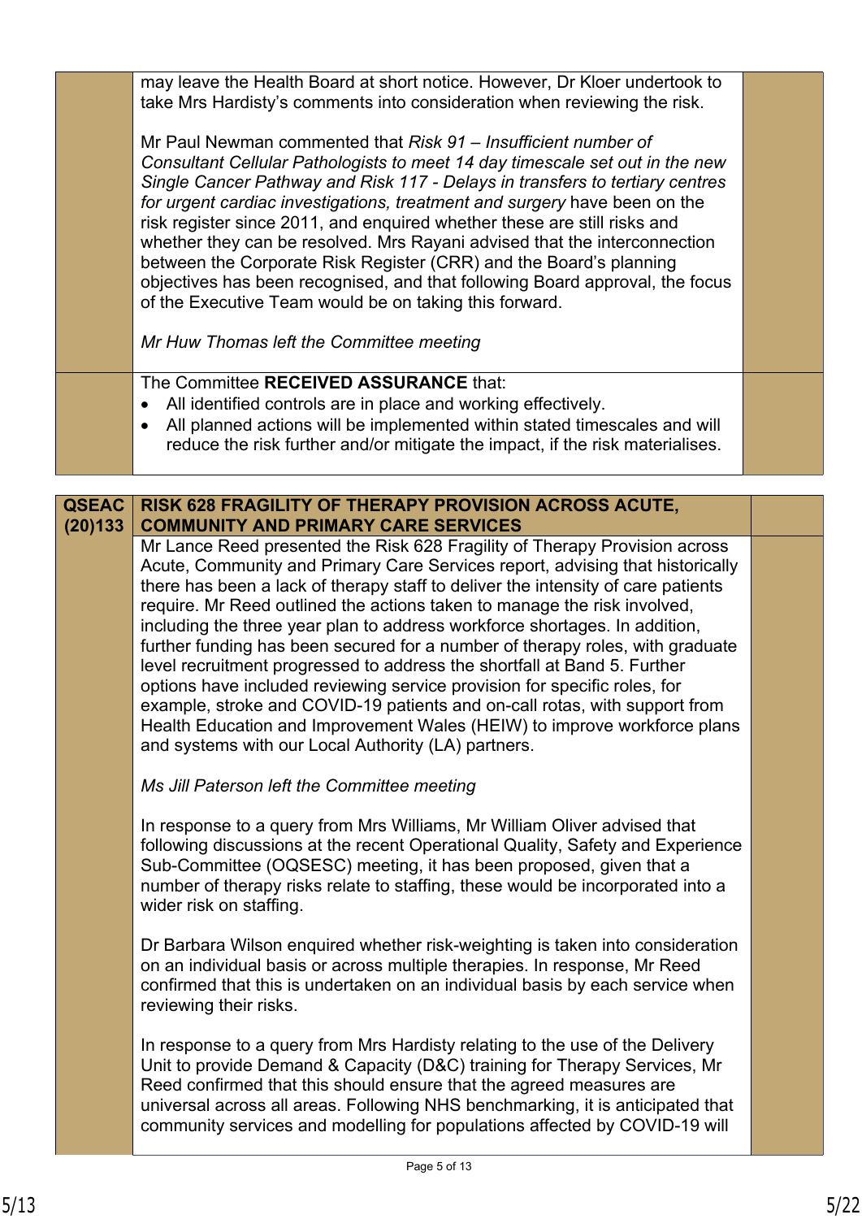may leave the Health Board at short notice. However, Dr Kloer undertook to take Mrs Hardisty's comments into consideration when reviewing the risk.

Mr Paul Newman commented that *Risk 91 – Insufficient number of Consultant Cellular Pathologists to meet 14 day timescale set out in the new Single Cancer Pathway and Risk 117 - Delays in transfers to tertiary centres for urgent cardiac investigations, treatment and surgery* have been on the risk register since 2011, and enquired whether these are still risks and whether they can be resolved. Mrs Rayani advised that the interconnection between the Corporate Risk Register (CRR) and the Board's planning objectives has been recognised, and that following Board approval, the focus of the Executive Team would be on taking this forward.

*Mr Huw Thomas left the Committee meeting*

The Committee **RECEIVED ASSURANCE** that:

- All identified controls are in place and working effectively.
- All planned actions will be implemented within stated timescales and will reduce the risk further and/or mitigate the impact, if the risk materialises.

## QSEAC (20)133 RISK 628 FRAGILITY OF THERAPY PROVISION ACROSS ACUTE, COMMUNITY AND PRIMARY CARE SERVICES

Mr Lance Reed presented the Risk 628 Fragility of Therapy Provision across Acute, Community and Primary Care Services report, advising that historically there has been a lack of therapy staff to deliver the intensity of care patients require. Mr Reed outlined the actions taken to manage the risk involved, including the three year plan to address workforce shortages. In addition, further funding has been secured for a number of therapy roles, with graduate level recruitment progressed to address the shortfall at Band 5. Further options have included reviewing service provision for specific roles, for example, stroke and COVID-19 patients and on-call rotas, with support from Health Education and Improvement Wales (HEIW) to improve workforce plans and systems with our Local Authority (LA) partners.

*Ms Jill Paterson left the Committee meeting*

In response to a query from Mrs Williams, Mr William Oliver advised that following discussions at the recent Operational Quality, Safety and Experience Sub-Committee (OQSESC) meeting, it has been proposed, given that a number of therapy risks relate to staffing, these would be incorporated into a wider risk on staffing.

Dr Barbara Wilson enquired whether risk-weighting is taken into consideration on an individual basis or across multiple therapies. In response, Mr Reed confirmed that this is undertaken on an individual basis by each service when reviewing their risks.

In response to a query from Mrs Hardisty relating to the use of the Delivery Unit to provide Demand & Capacity (D&C) training for Therapy Services, Mr Reed confirmed that this should ensure that the agreed measures are universal across all areas. Following NHS benchmarking, it is anticipated that community services and modelling for populations affected by COVID-19 will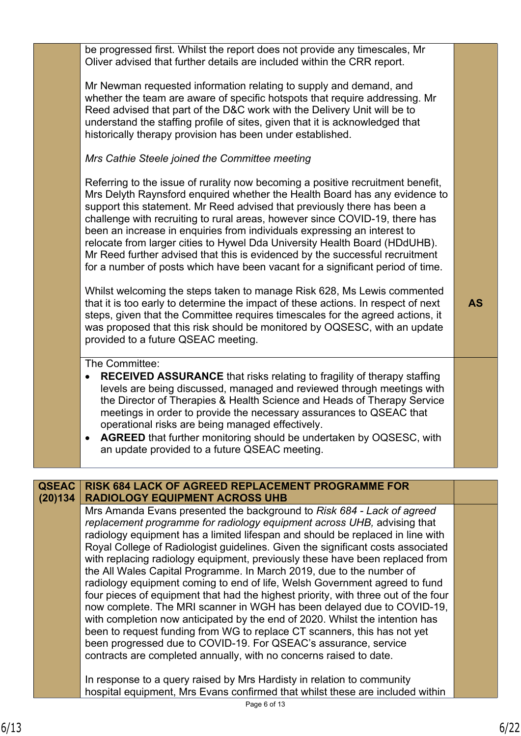| | | |
|---|---|---|
| | be progressed first. Whilst the report does not provide any timescales, Mr Oliver advised that further details are included within the CRR report.<br><br>Mr Newman requested information relating to supply and demand, and whether the team are aware of specific hotspots that require addressing. Mr Reed advised that part of the D&C work with the Delivery Unit will be to understand the staffing profile of sites, given that it is acknowledged that historically therapy provision has been under established.<br><br>*Mrs Cathie Steele joined the Committee meeting*<br><br>Referring to the issue of rurality now becoming a positive recruitment benefit, Mrs Delyth Raynsford enquired whether the Health Board has any evidence to support this statement. Mr Reed advised that previously there has been a challenge with recruiting to rural areas, however since COVID-19, there has been an increase in enquiries from individuals expressing an interest to relocate from larger cities to Hywel Dda University Health Board (HDdUHB). Mr Reed further advised that this is evidenced by the successful recruitment for a number of posts which have been vacant for a significant period of time.<br><br>Whilst welcoming the steps taken to manage Risk 628, Ms Lewis commented that it is too early to determine the impact of these actions. In respect of next steps, given that the Committee requires timescales for the agreed actions, it was proposed that this risk should be monitored by OQSESC, with an update provided to a future QSEAC meeting. | **AS** |
| | The Committee:<br>• **RECEIVED ASSURANCE** that risks relating to fragility of therapy staffing levels are being discussed, managed and reviewed through meetings with the Director of Therapies & Health Science and Heads of Therapy Service meetings in order to provide the necessary assurances to QSEAC that operational risks are being managed effectively.<br>• **AGREED** that further monitoring should be undertaken by OQSESC, with an update provided to a future QSEAC meeting. | |

| | | |
|---|---|---|
| **QSEAC (20)134** | **RISK 684 LACK OF AGREED REPLACEMENT PROGRAMME FOR RADIOLOGY EQUIPMENT ACROSS UHB** | |
| | Mrs Amanda Evans presented the background to *Risk 684 - Lack of agreed replacement programme for radiology equipment across UHB,* advising that radiology equipment has a limited lifespan and should be replaced in line with Royal College of Radiologist guidelines. Given the significant costs associated with replacing radiology equipment, previously these have been replaced from the All Wales Capital Programme. In March 2019, due to the number of radiology equipment coming to end of life, Welsh Government agreed to fund four pieces of equipment that had the highest priority, with three out of the four now complete. The MRI scanner in WGH has been delayed due to COVID-19, with completion now anticipated by the end of 2020. Whilst the intention has been to request funding from WG to replace CT scanners, this has not yet been progressed due to COVID-19. For QSEAC's assurance, service contracts are completed annually, with no concerns raised to date.<br><br>In response to a query raised by Mrs Hardisty in relation to community hospital equipment, Mrs Evans confirmed that whilst these are included within | |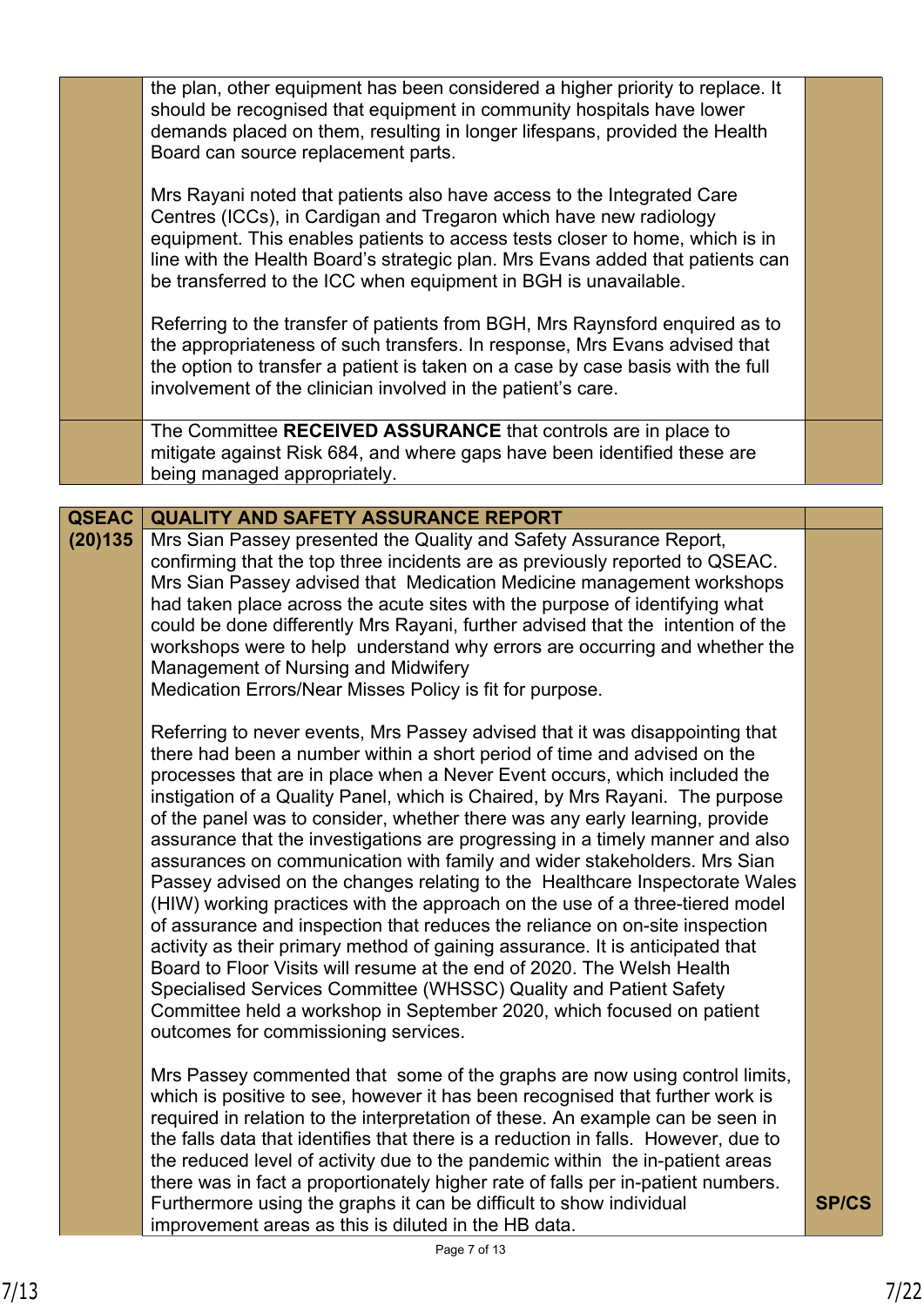| | | |
|---|---|---|
| | the plan, other equipment has been considered a higher priority to replace. It should be recognised that equipment in community hospitals have lower demands placed on them, resulting in longer lifespans, provided the Health Board can source replacement parts.<br><br>Mrs Rayani noted that patients also have access to the Integrated Care Centres (ICCs), in Cardigan and Tregaron which have new radiology equipment. This enables patients to access tests closer to home, which is in line with the Health Board's strategic plan. Mrs Evans added that patients can be transferred to the ICC when equipment in BGH is unavailable.<br><br>Referring to the transfer of patients from BGH, Mrs Raynsford enquired as to the appropriateness of such transfers. In response, Mrs Evans advised that the option to transfer a patient is taken on a case by case basis with the full involvement of the clinician involved in the patient's care. | |
| | The Committee **RECEIVED ASSURANCE** that controls are in place to mitigate against Risk 684, and where gaps have been identified these are being managed appropriately. | |

| | | |
|---|---|---|
| **QSEAC (20)135** | **QUALITY AND SAFETY ASSURANCE REPORT** | |
| | Mrs Sian Passey presented the Quality and Safety Assurance Report, confirming that the top three incidents are as previously reported to QSEAC. Mrs Sian Passey advised that Medication Medicine management workshops had taken place across the acute sites with the purpose of identifying what could be done differently Mrs Rayani, further advised that the intention of the workshops were to help understand why errors are occurring and whether the Management of Nursing and Midwifery Medication Errors/Near Misses Policy is fit for purpose.<br><br>Referring to never events, Mrs Passey advised that it was disappointing that there had been a number within a short period of time and advised on the processes that are in place when a Never Event occurs, which included the instigation of a Quality Panel, which is Chaired, by Mrs Rayani. The purpose of the panel was to consider, whether there was any early learning, provide assurance that the investigations are progressing in a timely manner and also assurances on communication with family and wider stakeholders. Mrs Sian Passey advised on the changes relating to the Healthcare Inspectorate Wales (HIW) working practices with the approach on the use of a three-tiered model of assurance and inspection that reduces the reliance on on-site inspection activity as their primary method of gaining assurance. It is anticipated that Board to Floor Visits will resume at the end of 2020. The Welsh Health Specialised Services Committee (WHSSC) Quality and Patient Safety Committee held a workshop in September 2020, which focused on patient outcomes for commissioning services.<br><br>Mrs Passey commented that some of the graphs are now using control limits, which is positive to see, however it has been recognised that further work is required in relation to the interpretation of these. An example can be seen in the falls data that identifies that there is a reduction in falls. However, due to the reduced level of activity due to the pandemic within the in-patient areas there was in fact a proportionately higher rate of falls per in-patient numbers. Furthermore using the graphs it can be difficult to show individual improvement areas as this is diluted in the HB data. | **SP/CS** |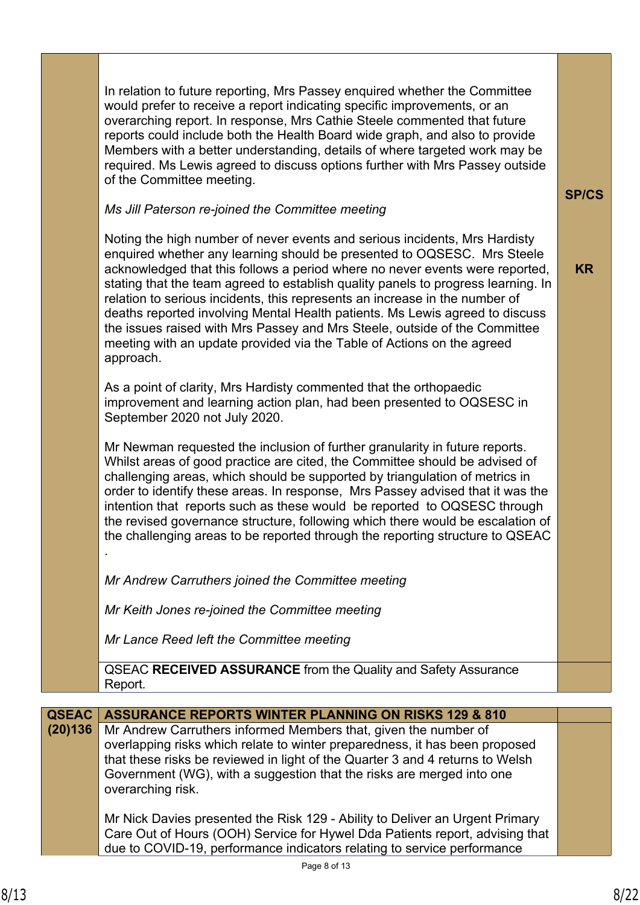| | | |
|---|---|---|
| | In relation to future reporting, Mrs Passey enquired whether the Committee would prefer to receive a report indicating specific improvements, or an overarching report. In response, Mrs Cathie Steele commented that future reports could include both the Health Board wide graph, and also to provide Members with a better understanding, details of where targeted work may be required. Ms Lewis agreed to discuss options further with Mrs Passey outside of the Committee meeting.<br><br>*Ms Jill Paterson re-joined the Committee meeting*<br><br>Noting the high number of never events and serious incidents, Mrs Hardisty enquired whether any learning should be presented to OQSESC. Mrs Steele acknowledged that this follows a period where no never events were reported, stating that the team agreed to establish quality panels to progress learning. In relation to serious incidents, this represents an increase in the number of deaths reported involving Mental Health patients. Ms Lewis agreed to discuss the issues raised with Mrs Passey and Mrs Steele, outside of the Committee meeting with an update provided via the Table of Actions on the agreed approach.<br><br>As a point of clarity, Mrs Hardisty commented that the orthopaedic improvement and learning action plan, had been presented to OQSESC in September 2020 not July 2020.<br><br>Mr Newman requested the inclusion of further granularity in future reports. Whilst areas of good practice are cited, the Committee should be advised of challenging areas, which should be supported by triangulation of metrics in order to identify these areas. In response, Mrs Passey advised that it was the intention that reports such as these would be reported to OQSESC through the revised governance structure, following which there would be escalation of the challenging areas to be reported through the reporting structure to QSEAC .<br><br>*Mr Andrew Carruthers joined the Committee meeting*<br><br>*Mr Keith Jones re-joined the Committee meeting*<br><br>*Mr Lance Reed left the Committee meeting* | **SP/CS**<br><br>**KR** |
| | QSEAC **RECEIVED ASSURANCE** from the Quality and Safety Assurance Report. | |

| | | |
|---|---|---|
| **QSEAC (20)136** | **ASSURANCE REPORTS WINTER PLANNING ON RISKS 129 & 810** | |
| | Mr Andrew Carruthers informed Members that, given the number of overlapping risks which relate to winter preparedness, it has been proposed that these risks be reviewed in light of the Quarter 3 and 4 returns to Welsh Government (WG), with a suggestion that the risks are merged into one overarching risk.<br><br>Mr Nick Davies presented the Risk 129 - Ability to Deliver an Urgent Primary Care Out of Hours (OOH) Service for Hywel Dda Patients report, advising that due to COVID-19, performance indicators relating to service performance | |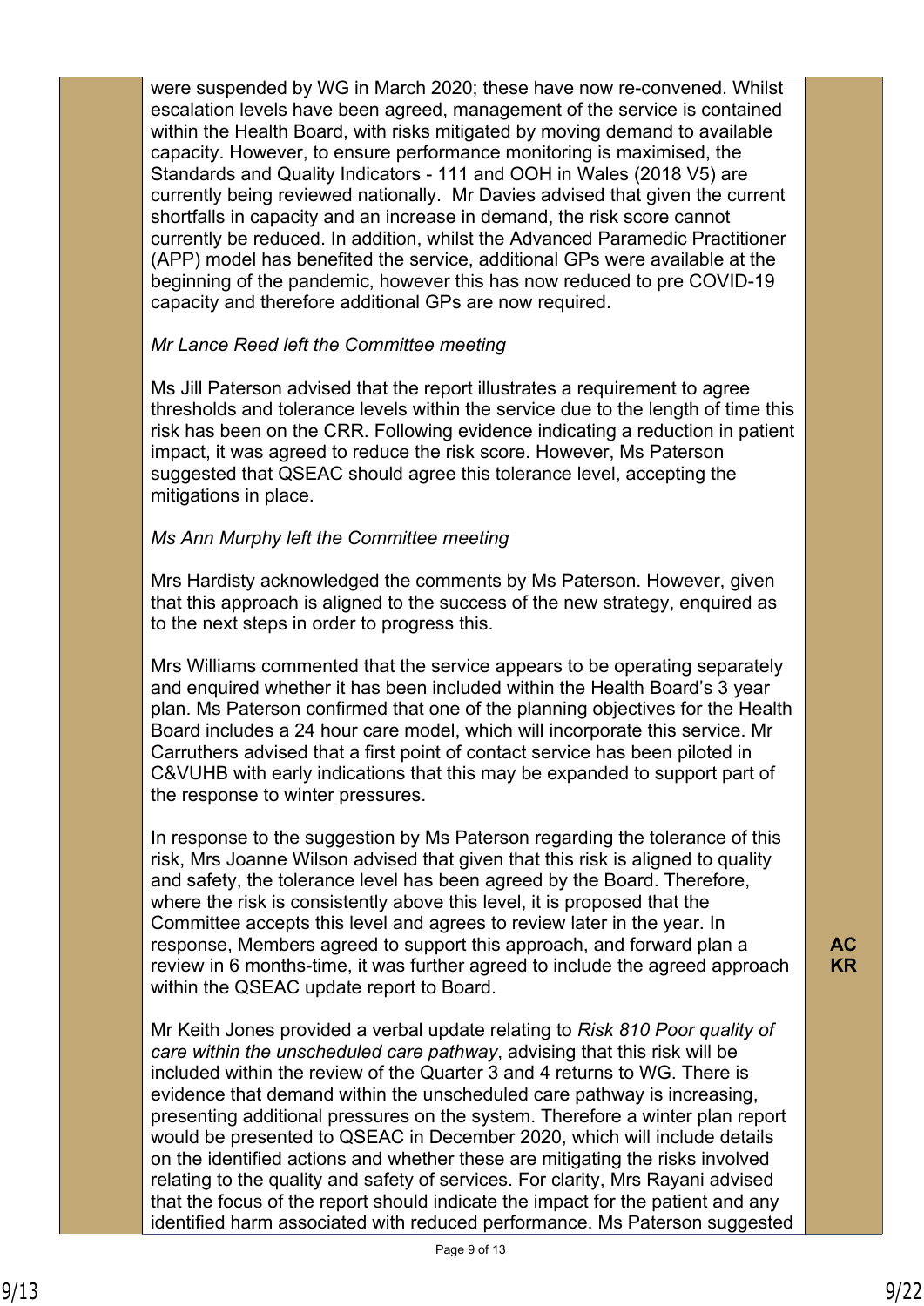| | | |
|---|---|---|
| | were suspended by WG in March 2020; these have now re-convened. Whilst escalation levels have been agreed, management of the service is contained within the Health Board, with risks mitigated by moving demand to available capacity. However, to ensure performance monitoring is maximised, the Standards and Quality Indicators - 111 and OOH in Wales (2018 V5) are currently being reviewed nationally. Mr Davies advised that given the current shortfalls in capacity and an increase in demand, the risk score cannot currently be reduced. In addition, whilst the Advanced Paramedic Practitioner (APP) model has benefited the service, additional GPs were available at the beginning of the pandemic, however this has now reduced to pre COVID-19 capacity and therefore additional GPs are now required.<br><br>*Mr Lance Reed left the Committee meeting*<br><br>Ms Jill Paterson advised that the report illustrates a requirement to agree thresholds and tolerance levels within the service due to the length of time this risk has been on the CRR. Following evidence indicating a reduction in patient impact, it was agreed to reduce the risk score. However, Ms Paterson suggested that QSEAC should agree this tolerance level, accepting the mitigations in place.<br><br>*Ms Ann Murphy left the Committee meeting*<br><br>Mrs Hardisty acknowledged the comments by Ms Paterson. However, given that this approach is aligned to the success of the new strategy, enquired as to the next steps in order to progress this.<br><br>Mrs Williams commented that the service appears to be operating separately and enquired whether it has been included within the Health Board's 3 year plan. Ms Paterson confirmed that one of the planning objectives for the Health Board includes a 24 hour care model, which will incorporate this service. Mr Carruthers advised that a first point of contact service has been piloted in C&VUHB with early indications that this may be expanded to support part of the response to winter pressures.<br><br>In response to the suggestion by Ms Paterson regarding the tolerance of this risk, Mrs Joanne Wilson advised that given that this risk is aligned to quality and safety, the tolerance level has been agreed by the Board. Therefore, where the risk is consistently above this level, it is proposed that the Committee accepts this level and agrees to review later in the year. In response, Members agreed to support this approach, and forward plan a review in 6 months-time, it was further agreed to include the agreed approach within the QSEAC update report to Board.<br><br>Mr Keith Jones provided a verbal update relating to *Risk 810 Poor quality of care within the unscheduled care pathway*, advising that this risk will be included within the review of the Quarter 3 and 4 returns to WG. There is evidence that demand within the unscheduled care pathway is increasing, presenting additional pressures on the system. Therefore a winter plan report would be presented to QSEAC in December 2020, which will include details on the identified actions and whether these are mitigating the risks involved relating to the quality and safety of services. For clarity, Mrs Rayani advised that the focus of the report should indicate the impact for the patient and any identified harm associated with reduced performance. Ms Paterson suggested | **AC**<br>**KR** |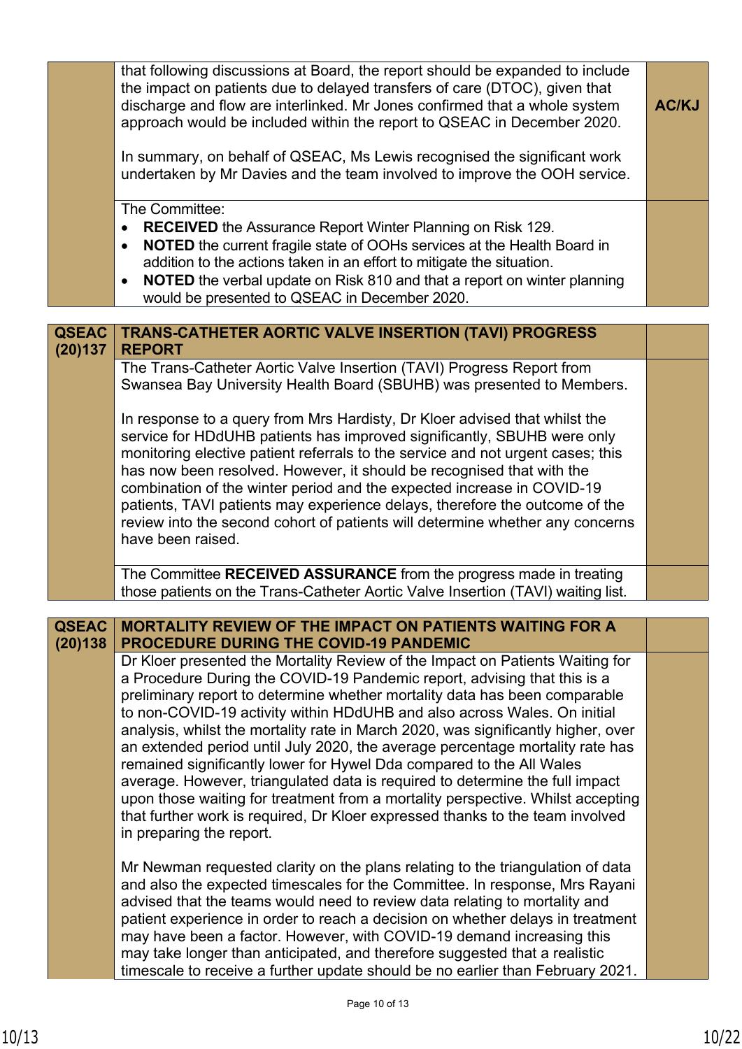| | | |
|---|---|---|
| | that following discussions at Board, the report should be expanded to include the impact on patients due to delayed transfers of care (DTOC), given that discharge and flow are interlinked. Mr Jones confirmed that a whole system approach would be included within the report to QSEAC in December 2020.<br><br>In summary, on behalf of QSEAC, Ms Lewis recognised the significant work undertaken by Mr Davies and the team involved to improve the OOH service. | **AC/KJ** |
| | The Committee:<br>• **RECEIVED** the Assurance Report Winter Planning on Risk 129.<br>• **NOTED** the current fragile state of OOHs services at the Health Board in addition to the actions taken in an effort to mitigate the situation.<br>• **NOTED** the verbal update on Risk 810 and that a report on winter planning would be presented to QSEAC in December 2020. | |

| | | |
|---|---|---|
| **QSEAC (20)137** | **TRANS-CATHETER AORTIC VALVE INSERTION (TAVI) PROGRESS REPORT** | |
| | The Trans-Catheter Aortic Valve Insertion (TAVI) Progress Report from Swansea Bay University Health Board (SBUHB) was presented to Members.<br><br>In response to a query from Mrs Hardisty, Dr Kloer advised that whilst the service for HDdUHB patients has improved significantly, SBUHB were only monitoring elective patient referrals to the service and not urgent cases; this has now been resolved. However, it should be recognised that with the combination of the winter period and the expected increase in COVID-19 patients, TAVI patients may experience delays, therefore the outcome of the review into the second cohort of patients will determine whether any concerns have been raised. | |
| | The Committee **RECEIVED ASSURANCE** from the progress made in treating those patients on the Trans-Catheter Aortic Valve Insertion (TAVI) waiting list. | |

| | | |
|---|---|---|
| **QSEAC (20)138** | **MORTALITY REVIEW OF THE IMPACT ON PATIENTS WAITING FOR A PROCEDURE DURING THE COVID-19 PANDEMIC** | |
| | Dr Kloer presented the Mortality Review of the Impact on Patients Waiting for a Procedure During the COVID-19 Pandemic report, advising that this is a preliminary report to determine whether mortality data has been comparable to non-COVID-19 activity within HDdUHB and also across Wales. On initial analysis, whilst the mortality rate in March 2020, was significantly higher, over an extended period until July 2020, the average percentage mortality rate has remained significantly lower for Hywel Dda compared to the All Wales average. However, triangulated data is required to determine the full impact upon those waiting for treatment from a mortality perspective. Whilst accepting that further work is required, Dr Kloer expressed thanks to the team involved in preparing the report.<br><br>Mr Newman requested clarity on the plans relating to the triangulation of data and also the expected timescales for the Committee. In response, Mrs Rayani advised that the teams would need to review data relating to mortality and patient experience in order to reach a decision on whether delays in treatment may have been a factor. However, with COVID-19 demand increasing this may take longer than anticipated, and therefore suggested that a realistic timescale to receive a further update should be no earlier than February 2021. | |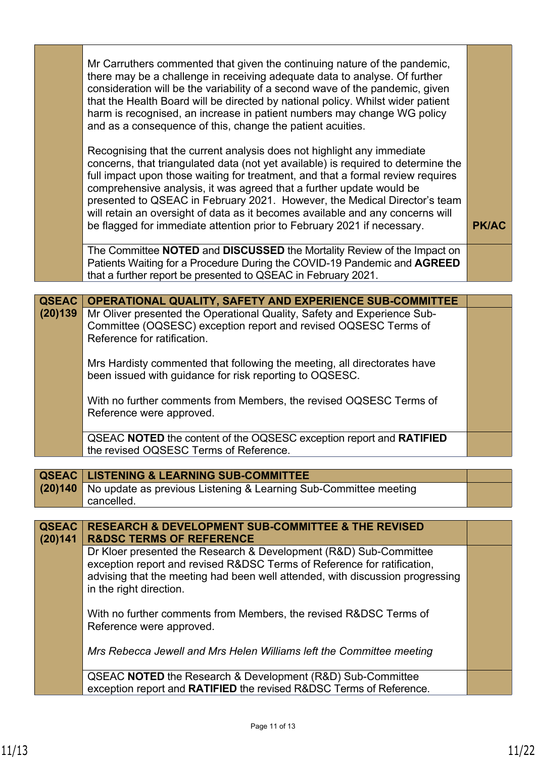| | | |
|---|---|---|
| | Mr Carruthers commented that given the continuing nature of the pandemic, there may be a challenge in receiving adequate data to analyse. Of further consideration will be the variability of a second wave of the pandemic, given that the Health Board will be directed by national policy. Whilst wider patient harm is recognised, an increase in patient numbers may change WG policy and as a consequence of this, change the patient acuities.<br><br>Recognising that the current analysis does not highlight any immediate concerns, that triangulated data (not yet available) is required to determine the full impact upon those waiting for treatment, and that a formal review requires comprehensive analysis, it was agreed that a further update would be presented to QSEAC in February 2021. However, the Medical Director's team will retain an oversight of data as it becomes available and any concerns will be flagged for immediate attention prior to February 2021 if necessary. | **PK/AC** |
| | The Committee **NOTED** and **DISCUSSED** the Mortality Review of the Impact on Patients Waiting for a Procedure During the COVID-19 Pandemic and **AGREED** that a further report be presented to QSEAC in February 2021. | |

| | | |
|---|---|---|
| **QSEAC (20)139** | **OPERATIONAL QUALITY, SAFETY AND EXPERIENCE SUB-COMMITTEE** | |
| | Mr Oliver presented the Operational Quality, Safety and Experience Sub-Committee (OQSESC) exception report and revised OQSESC Terms of Reference for ratification.<br><br>Mrs Hardisty commented that following the meeting, all directorates have been issued with guidance for risk reporting to OQSESC.<br><br>With no further comments from Members, the revised OQSESC Terms of Reference were approved. | |
| | QSEAC **NOTED** the content of the OQSESC exception report and **RATIFIED** the revised OQSESC Terms of Reference. | |

| | | |
|---|---|---|
| **QSEAC (20)140** | **LISTENING & LEARNING SUB-COMMITTEE** | |
| | No update as previous Listening & Learning Sub-Committee meeting cancelled. | |

| | | |
|---|---|---|
| **QSEAC (20)141** | **RESEARCH & DEVELOPMENT SUB-COMMITTEE & THE REVISED R&DSC TERMS OF REFERENCE** | |
| | Dr Kloer presented the Research & Development (R&D) Sub-Committee exception report and revised R&DSC Terms of Reference for ratification, advising that the meeting had been well attended, with discussion progressing in the right direction.<br><br>With no further comments from Members, the revised R&DSC Terms of Reference were approved.<br><br>*Mrs Rebecca Jewell and Mrs Helen Williams left the Committee meeting* | |
| | QSEAC **NOTED** the Research & Development (R&D) Sub-Committee exception report and **RATIFIED** the revised R&DSC Terms of Reference. | |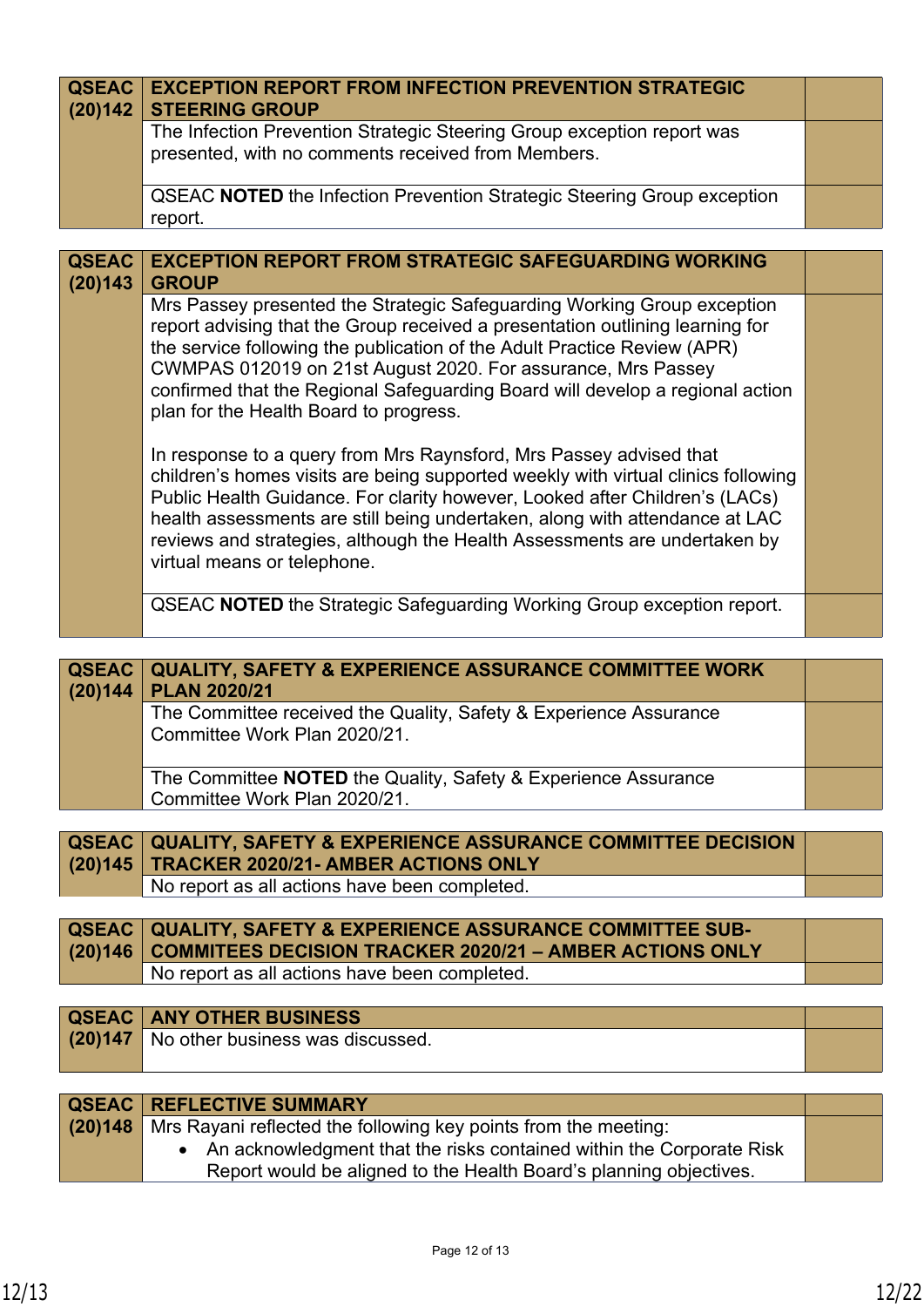| QSEAC (20)142 | EXCEPTION REPORT FROM INFECTION PREVENTION STRATEGIC STEERING GROUP | |
|---|---|---|
| | The Infection Prevention Strategic Steering Group exception report was presented, with no comments received from Members. | |
| | QSEAC **NOTED** the Infection Prevention Strategic Steering Group exception report. | |

| QSEAC (20)143 | EXCEPTION REPORT FROM STRATEGIC SAFEGUARDING WORKING GROUP | |
|---|---|---|
| | Mrs Passey presented the Strategic Safeguarding Working Group exception report advising that the Group received a presentation outlining learning for the service following the publication of the Adult Practice Review (APR) CWMPAS 012019 on 21st August 2020. For assurance, Mrs Passey confirmed that the Regional Safeguarding Board will develop a regional action plan for the Health Board to progress.<br><br>In response to a query from Mrs Raynsford, Mrs Passey advised that children's homes visits are being supported weekly with virtual clinics following Public Health Guidance. For clarity however, Looked after Children's (LACs) health assessments are still being undertaken, along with attendance at LAC reviews and strategies, although the Health Assessments are undertaken by virtual means or telephone. | |
| | QSEAC **NOTED** the Strategic Safeguarding Working Group exception report. | |

| QSEAC (20)144 | QUALITY, SAFETY & EXPERIENCE ASSURANCE COMMITTEE WORK PLAN 2020/21 | |
|---|---|---|
| | The Committee received the Quality, Safety & Experience Assurance Committee Work Plan 2020/21. | |
| | The Committee **NOTED** the Quality, Safety & Experience Assurance Committee Work Plan 2020/21. | |

| QSEAC (20)145 | QUALITY, SAFETY & EXPERIENCE ASSURANCE COMMITTEE DECISION TRACKER 2020/21- AMBER ACTIONS ONLY | |
|---|---|---|
| | No report as all actions have been completed. | |

| QSEAC (20)146 | QUALITY, SAFETY & EXPERIENCE ASSURANCE COMMITTEE SUB-COMMITEES DECISION TRACKER 2020/21 – AMBER ACTIONS ONLY | |
|---|---|---|
| | No report as all actions have been completed. | |

| QSEAC (20)147 | ANY OTHER BUSINESS | |
|---|---|---|
| | No other business was discussed. | |

| QSEAC (20)148 | REFLECTIVE SUMMARY | |
|---|---|---|
| | Mrs Rayani reflected the following key points from the meeting:<br>• An acknowledgment that the risks contained within the Corporate Risk Report would be aligned to the Health Board's planning objectives. | |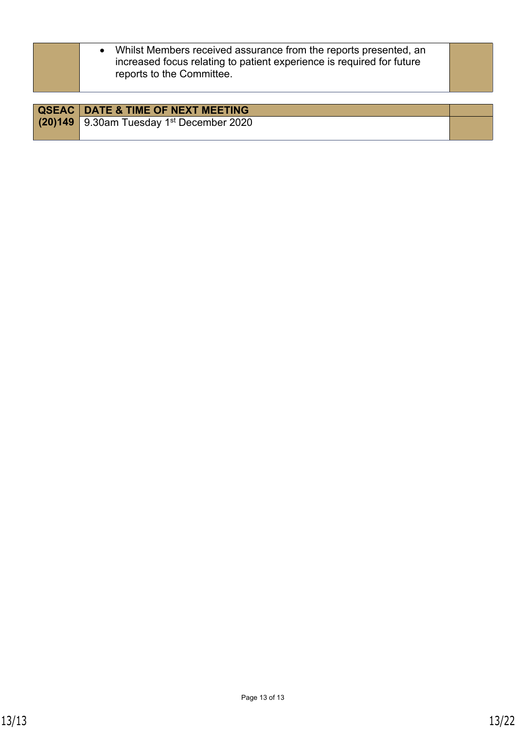| | | |
|---|---|---|
| | • Whilst Members received assurance from the reports presented, an increased focus relating to patient experience is required for future reports to the Committee. | |

| QSEAC (20)149 | DATE & TIME OF NEXT MEETING | |
|---|---|---|
| | 9.30am Tuesday 1st December 2020 | |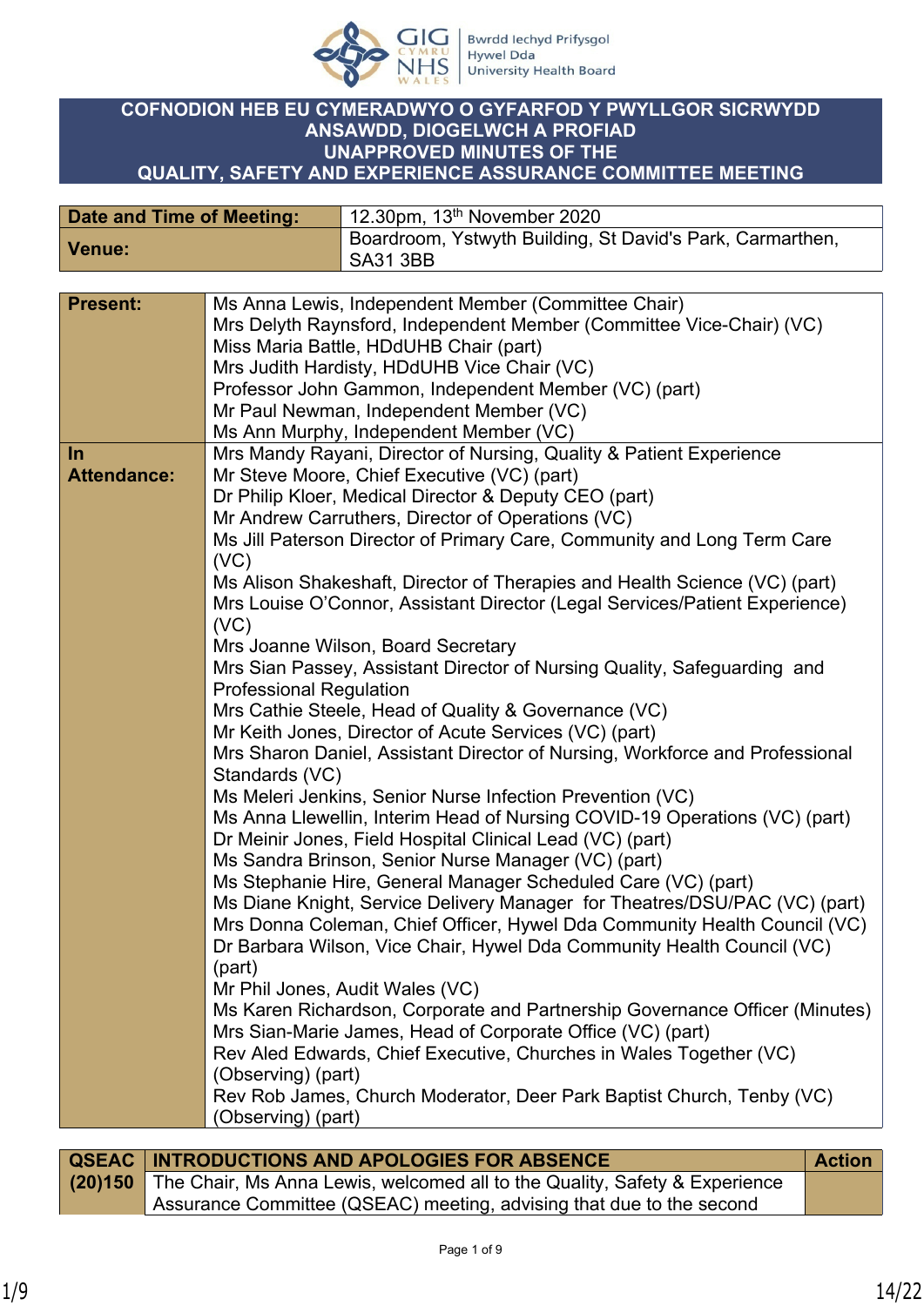Bwrdd Iechyd Prifysgol Hywel Dda University Health Board

# COFNODION HEB EU CYMERADWYO O GYFARFOD Y PWYLLGOR SICRWYDD ANSAWDD, DIOGELWCH A PROFIAD
# UNAPPROVED MINUTES OF THE QUALITY, SAFETY AND EXPERIENCE ASSURANCE COMMITTEE MEETING

| | |
|---|---|
| **Date and Time of Meeting:** | 12.30pm, 13th November 2020 |
| **Venue:** | Boardroom, Ystwyth Building, St David's Park, Carmarthen, SA31 3BB |

| | |
|---|---|
| **Present:** | Ms Anna Lewis, Independent Member (Committee Chair)<br>Mrs Delyth Raynsford, Independent Member (Committee Vice-Chair) (VC)<br>Miss Maria Battle, HDdUHB Chair (part)<br>Mrs Judith Hardisty, HDdUHB Vice Chair (VC)<br>Professor John Gammon, Independent Member (VC) (part)<br>Mr Paul Newman, Independent Member (VC)<br>Ms Ann Murphy, Independent Member (VC) |
| **In Attendance:** | Mrs Mandy Rayani, Director of Nursing, Quality & Patient Experience<br>Mr Steve Moore, Chief Executive (VC) (part)<br>Dr Philip Kloer, Medical Director & Deputy CEO (part)<br>Mr Andrew Carruthers, Director of Operations (VC)<br>Ms Jill Paterson Director of Primary Care, Community and Long Term Care (VC)<br>Ms Alison Shakeshaft, Director of Therapies and Health Science (VC) (part)<br>Mrs Louise O'Connor, Assistant Director (Legal Services/Patient Experience) (VC)<br>Mrs Joanne Wilson, Board Secretary<br>Mrs Sian Passey, Assistant Director of Nursing Quality, Safeguarding and Professional Regulation<br>Mrs Cathie Steele, Head of Quality & Governance (VC)<br>Mr Keith Jones, Director of Acute Services (VC) (part)<br>Mrs Sharon Daniel, Assistant Director of Nursing, Workforce and Professional Standards (VC)<br>Ms Meleri Jenkins, Senior Nurse Infection Prevention (VC)<br>Ms Anna Llewellin, Interim Head of Nursing COVID-19 Operations (VC) (part)<br>Dr Meinir Jones, Field Hospital Clinical Lead (VC) (part)<br>Ms Sandra Brinson, Senior Nurse Manager (VC) (part)<br>Ms Stephanie Hire, General Manager Scheduled Care (VC) (part)<br>Ms Diane Knight, Service Delivery Manager for Theatres/DSU/PAC (VC) (part)<br>Mrs Donna Coleman, Chief Officer, Hywel Dda Community Health Council (VC)<br>Dr Barbara Wilson, Vice Chair, Hywel Dda Community Health Council (VC) (part)<br>Mr Phil Jones, Audit Wales (VC)<br>Ms Karen Richardson, Corporate and Partnership Governance Officer (Minutes)<br>Mrs Sian-Marie James, Head of Corporate Office (VC) (part)<br>Rev Aled Edwards, Chief Executive, Churches in Wales Together (VC) (Observing) (part)<br>Rev Rob James, Church Moderator, Deer Park Baptist Church, Tenby (VC) (Observing) (part) |

| QSEAC (20)150 | INTRODUCTIONS AND APOLOGIES FOR ABSENCE | Action |
|---|---|---|
| | The Chair, Ms Anna Lewis, welcomed all to the Quality, Safety & Experience Assurance Committee (QSEAC) meeting, advising that due to the second | |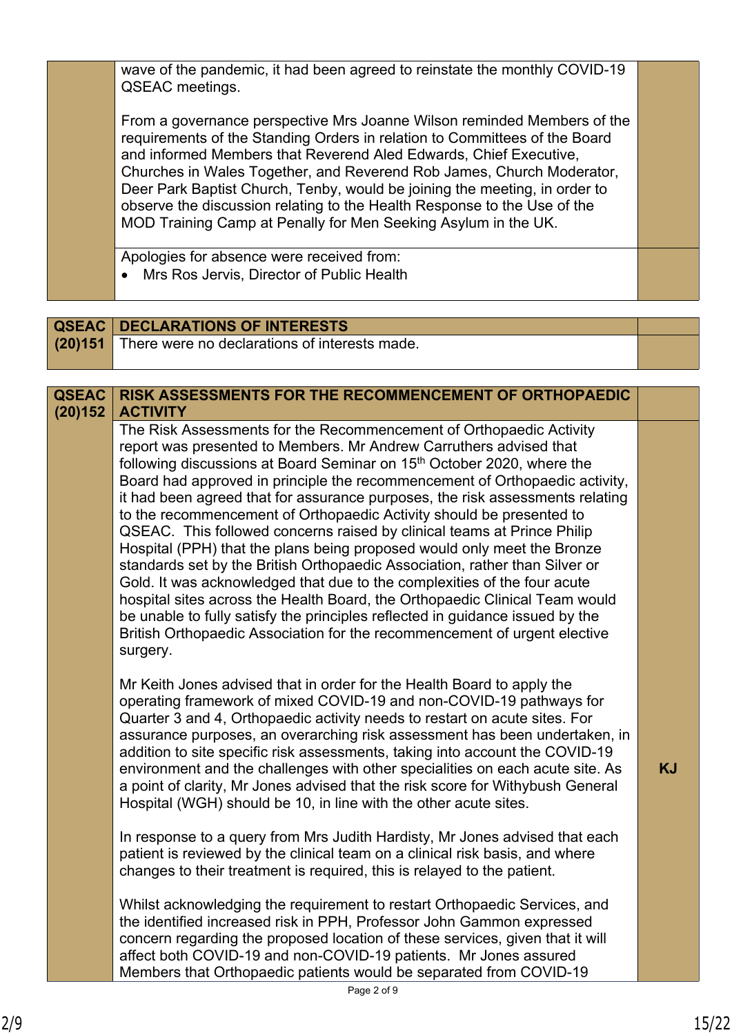| | | |
|---|---|---|
| | wave of the pandemic, it had been agreed to reinstate the monthly COVID-19 QSEAC meetings.<br><br>From a governance perspective Mrs Joanne Wilson reminded Members of the requirements of the Standing Orders in relation to Committees of the Board and informed Members that Reverend Aled Edwards, Chief Executive, Churches in Wales Together, and Reverend Rob James, Church Moderator, Deer Park Baptist Church, Tenby, would be joining the meeting, in order to observe the discussion relating to the Health Response to the Use of the MOD Training Camp at Penally for Men Seeking Asylum in the UK. | |
| | Apologies for absence were received from:<br>• Mrs Ros Jervis, Director of Public Health | |

| | | |
|---|---|---|
| **QSEAC (20)151** | **DECLARATIONS OF INTERESTS** | |
| | There were no declarations of interests made. | |

| | | |
|---|---|---|
| **QSEAC (20)152** | **RISK ASSESSMENTS FOR THE RECOMMENCEMENT OF ORTHOPAEDIC ACTIVITY** | |
| | The Risk Assessments for the Recommencement of Orthopaedic Activity report was presented to Members. Mr Andrew Carruthers advised that following discussions at Board Seminar on 15th October 2020, where the Board had approved in principle the recommencement of Orthopaedic activity, it had been agreed that for assurance purposes, the risk assessments relating to the recommencement of Orthopaedic Activity should be presented to QSEAC. This followed concerns raised by clinical teams at Prince Philip Hospital (PPH) that the plans being proposed would only meet the Bronze standards set by the British Orthopaedic Association, rather than Silver or Gold. It was acknowledged that due to the complexities of the four acute hospital sites across the Health Board, the Orthopaedic Clinical Team would be unable to fully satisfy the principles reflected in guidance issued by the British Orthopaedic Association for the recommencement of urgent elective surgery.<br><br>Mr Keith Jones advised that in order for the Health Board to apply the operating framework of mixed COVID-19 and non-COVID-19 pathways for Quarter 3 and 4, Orthopaedic activity needs to restart on acute sites. For assurance purposes, an overarching risk assessment has been undertaken, in addition to site specific risk assessments, taking into account the COVID-19 environment and the challenges with other specialities on each acute site. As a point of clarity, Mr Jones advised that the risk score for Withybush General Hospital (WGH) should be 10, in line with the other acute sites.<br><br>In response to a query from Mrs Judith Hardisty, Mr Jones advised that each patient is reviewed by the clinical team on a clinical risk basis, and where changes to their treatment is required, this is relayed to the patient.<br><br>Whilst acknowledging the requirement to restart Orthopaedic Services, and the identified increased risk in PPH, Professor John Gammon expressed concern regarding the proposed location of these services, given that it will affect both COVID-19 and non-COVID-19 patients. Mr Jones assured Members that Orthopaedic patients would be separated from COVID-19 | **KJ** |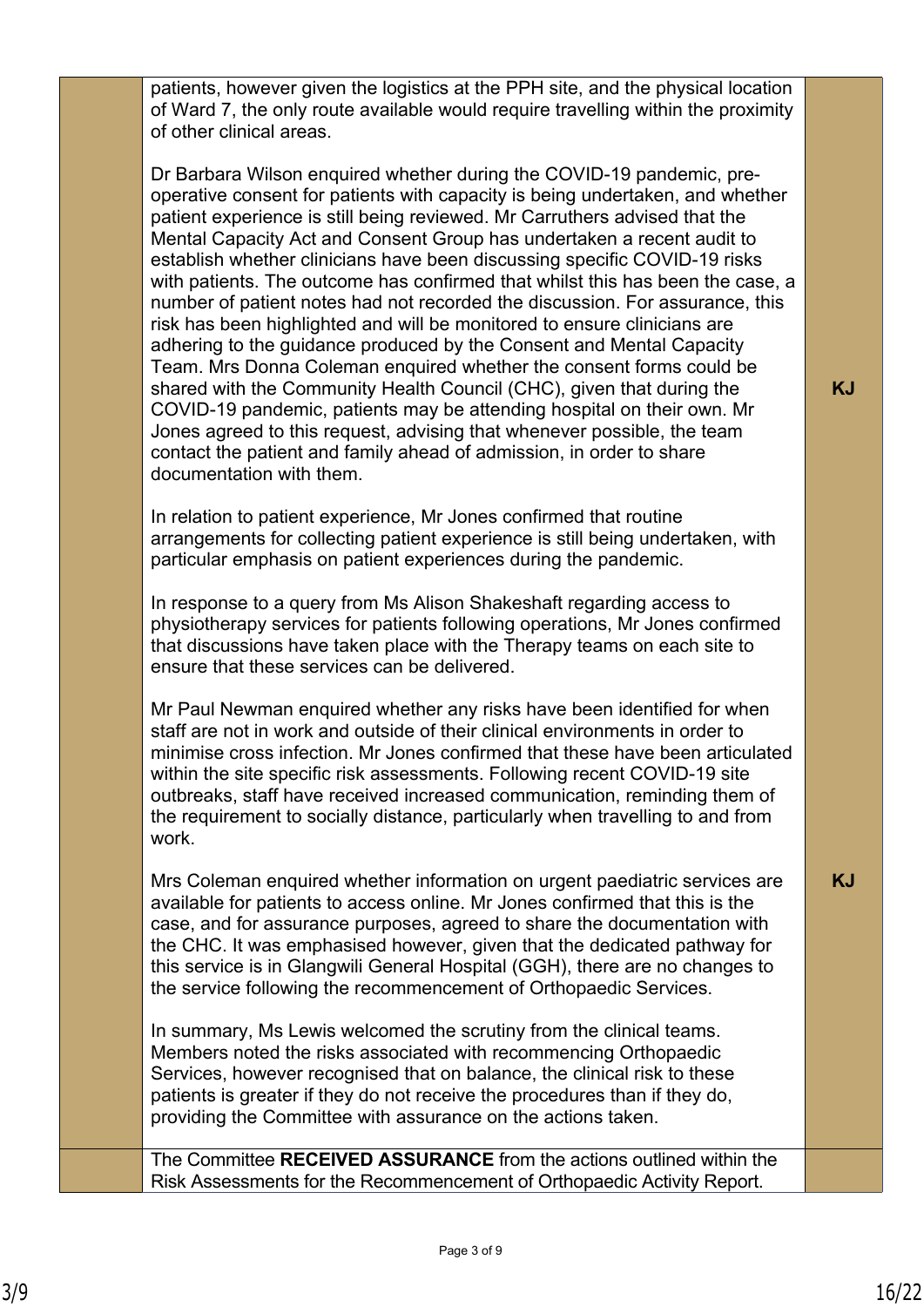| | | |
|---|---|---|
| | patients, however given the logistics at the PPH site, and the physical location of Ward 7, the only route available would require travelling within the proximity of other clinical areas.<br><br>Dr Barbara Wilson enquired whether during the COVID-19 pandemic, pre-operative consent for patients with capacity is being undertaken, and whether patient experience is still being reviewed. Mr Carruthers advised that the Mental Capacity Act and Consent Group has undertaken a recent audit to establish whether clinicians have been discussing specific COVID-19 risks with patients. The outcome has confirmed that whilst this has been the case, a number of patient notes had not recorded the discussion. For assurance, this risk has been highlighted and will be monitored to ensure clinicians are adhering to the guidance produced by the Consent and Mental Capacity Team. Mrs Donna Coleman enquired whether the consent forms could be shared with the Community Health Council (CHC), given that during the COVID-19 pandemic, patients may be attending hospital on their own. Mr Jones agreed to this request, advising that whenever possible, the team contact the patient and family ahead of admission, in order to share documentation with them.<br><br>In relation to patient experience, Mr Jones confirmed that routine arrangements for collecting patient experience is still being undertaken, with particular emphasis on patient experiences during the pandemic.<br><br>In response to a query from Ms Alison Shakeshaft regarding access to physiotherapy services for patients following operations, Mr Jones confirmed that discussions have taken place with the Therapy teams on each site to ensure that these services can be delivered.<br><br>Mr Paul Newman enquired whether any risks have been identified for when staff are not in work and outside of their clinical environments in order to minimise cross infection. Mr Jones confirmed that these have been articulated within the site specific risk assessments. Following recent COVID-19 site outbreaks, staff have received increased communication, reminding them of the requirement to socially distance, particularly when travelling to and from work.<br><br>Mrs Coleman enquired whether information on urgent paediatric services are available for patients to access online. Mr Jones confirmed that this is the case, and for assurance purposes, agreed to share the documentation with the CHC. It was emphasised however, given that the dedicated pathway for this service is in Glangwili General Hospital (GGH), there are no changes to the service following the recommencement of Orthopaedic Services.<br><br>In summary, Ms Lewis welcomed the scrutiny from the clinical teams. Members noted the risks associated with recommencing Orthopaedic Services, however recognised that on balance, the clinical risk to these patients is greater if they do not receive the procedures than if they do, providing the Committee with assurance on the actions taken. | **KJ**<br><br>**KJ** |
| | The Committee **RECEIVED ASSURANCE** from the actions outlined within the Risk Assessments for the Recommencement of Orthopaedic Activity Report. | |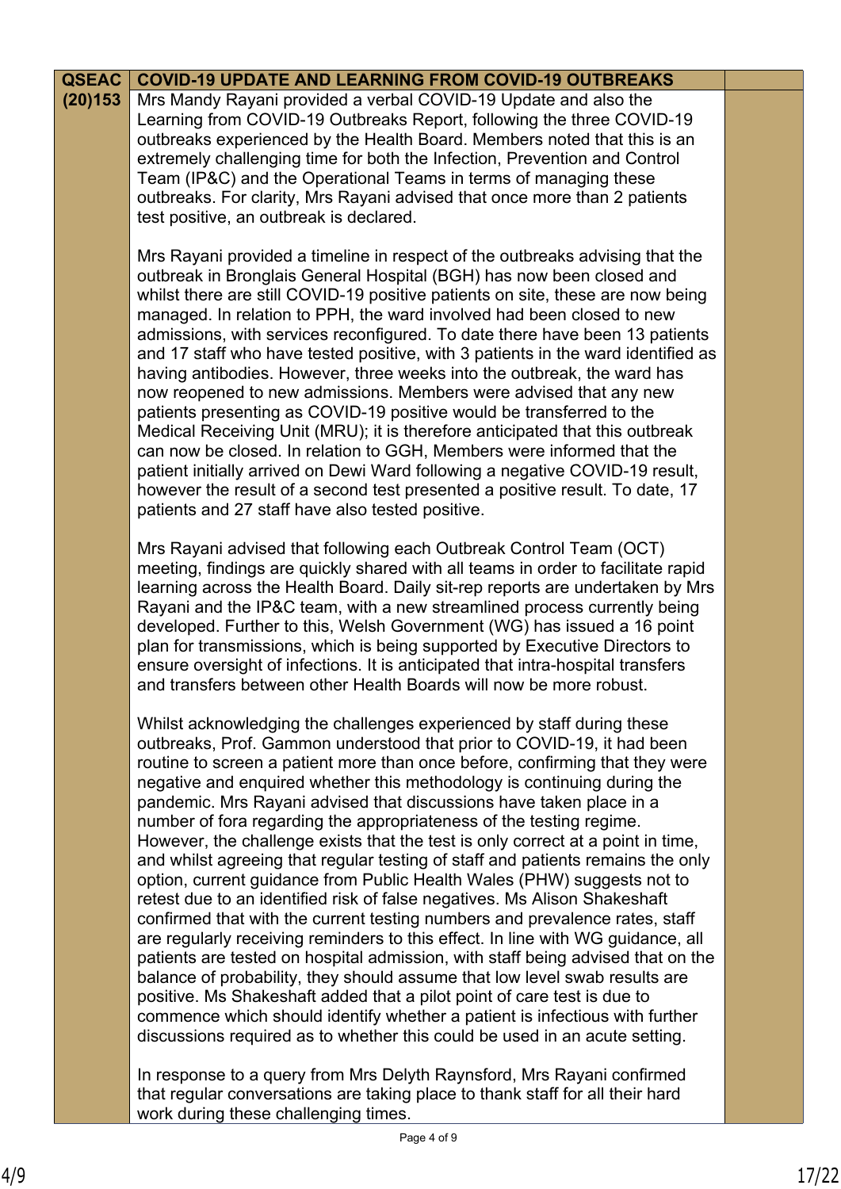| QSEAC (20)153 | COVID-19 UPDATE AND LEARNING FROM COVID-19 OUTBREAKS | |
|---|---|---|
| | Mrs Mandy Rayani provided a verbal COVID-19 Update and also the Learning from COVID-19 Outbreaks Report, following the three COVID-19 outbreaks experienced by the Health Board. Members noted that this is an extremely challenging time for both the Infection, Prevention and Control Team (IP&C) and the Operational Teams in terms of managing these outbreaks. For clarity, Mrs Rayani advised that once more than 2 patients test positive, an outbreak is declared.<br><br>Mrs Rayani provided a timeline in respect of the outbreaks advising that the outbreak in Bronglais General Hospital (BGH) has now been closed and whilst there are still COVID-19 positive patients on site, these are now being managed. In relation to PPH, the ward involved had been closed to new admissions, with services reconfigured. To date there have been 13 patients and 17 staff who have tested positive, with 3 patients in the ward identified as having antibodies. However, three weeks into the outbreak, the ward has now reopened to new admissions. Members were advised that any new patients presenting as COVID-19 positive would be transferred to the Medical Receiving Unit (MRU); it is therefore anticipated that this outbreak can now be closed. In relation to GGH, Members were informed that the patient initially arrived on Dewi Ward following a negative COVID-19 result, however the result of a second test presented a positive result. To date, 17 patients and 27 staff have also tested positive.<br><br>Mrs Rayani advised that following each Outbreak Control Team (OCT) meeting, findings are quickly shared with all teams in order to facilitate rapid learning across the Health Board. Daily sit-rep reports are undertaken by Mrs Rayani and the IP&C team, with a new streamlined process currently being developed. Further to this, Welsh Government (WG) has issued a 16 point plan for transmissions, which is being supported by Executive Directors to ensure oversight of infections. It is anticipated that intra-hospital transfers and transfers between other Health Boards will now be more robust.<br><br>Whilst acknowledging the challenges experienced by staff during these outbreaks, Prof. Gammon understood that prior to COVID-19, it had been routine to screen a patient more than once before, confirming that they were negative and enquired whether this methodology is continuing during the pandemic. Mrs Rayani advised that discussions have taken place in a number of fora regarding the appropriateness of the testing regime. However, the challenge exists that the test is only correct at a point in time, and whilst agreeing that regular testing of staff and patients remains the only option, current guidance from Public Health Wales (PHW) suggests not to retest due to an identified risk of false negatives. Ms Alison Shakeshaft confirmed that with the current testing numbers and prevalence rates, staff are regularly receiving reminders to this effect. In line with WG guidance, all patients are tested on hospital admission, with staff being advised that on the balance of probability, they should assume that low level swab results are positive. Ms Shakeshaft added that a pilot point of care test is due to commence which should identify whether a patient is infectious with further discussions required as to whether this could be used in an acute setting.<br><br>In response to a query from Mrs Delyth Raynsford, Mrs Rayani confirmed that regular conversations are taking place to thank staff for all their hard work during these challenging times. | |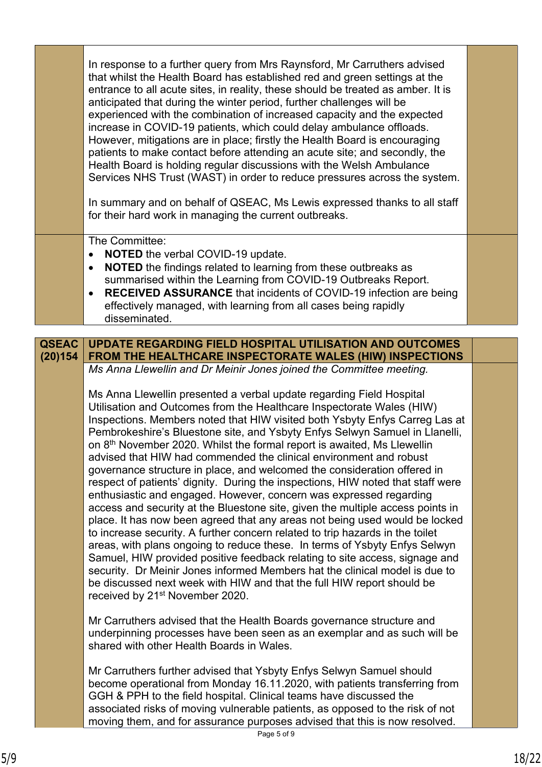In response to a further query from Mrs Raynsford, Mr Carruthers advised that whilst the Health Board has established red and green settings at the entrance to all acute sites, in reality, these should be treated as amber. It is anticipated that during the winter period, further challenges will be experienced with the combination of increased capacity and the expected increase in COVID-19 patients, which could delay ambulance offloads. However, mitigations are in place; firstly the Health Board is encouraging patients to make contact before attending an acute site; and secondly, the Health Board is holding regular discussions with the Welsh Ambulance Services NHS Trust (WAST) in order to reduce pressures across the system.

In summary and on behalf of QSEAC, Ms Lewis expressed thanks to all staff for their hard work in managing the current outbreaks.

The Committee:

- **NOTED** the verbal COVID-19 update.
- **NOTED** the findings related to learning from these outbreaks as summarised within the Learning from COVID-19 Outbreaks Report.
- **RECEIVED ASSURANCE** that incidents of COVID-19 infection are being effectively managed, with learning from all cases being rapidly disseminated.

## QSEAC (20)154 UPDATE REGARDING FIELD HOSPITAL UTILISATION AND OUTCOMES FROM THE HEALTHCARE INSPECTORATE WALES (HIW) INSPECTIONS

*Ms Anna Llewellin and Dr Meinir Jones joined the Committee meeting.*

Ms Anna Llewellin presented a verbal update regarding Field Hospital Utilisation and Outcomes from the Healthcare Inspectorate Wales (HIW) Inspections. Members noted that HIW visited both Ysbyty Enfys Carreg Las at Pembrokeshire's Bluestone site, and Ysbyty Enfys Selwyn Samuel in Llanelli, on 8th November 2020. Whilst the formal report is awaited, Ms Llewellin advised that HIW had commended the clinical environment and robust governance structure in place, and welcomed the consideration offered in respect of patients' dignity. During the inspections, HIW noted that staff were enthusiastic and engaged. However, concern was expressed regarding access and security at the Bluestone site, given the multiple access points in place. It has now been agreed that any areas not being used would be locked to increase security. A further concern related to trip hazards in the toilet areas, with plans ongoing to reduce these. In terms of Ysbyty Enfys Selwyn Samuel, HIW provided positive feedback relating to site access, signage and security. Dr Meinir Jones informed Members hat the clinical model is due to be discussed next week with HIW and that the full HIW report should be received by 21st November 2020.

Mr Carruthers advised that the Health Boards governance structure and underpinning processes have been seen as an exemplar and as such will be shared with other Health Boards in Wales.

Mr Carruthers further advised that Ysbyty Enfys Selwyn Samuel should become operational from Monday 16.11.2020, with patients transferring from GGH & PPH to the field hospital. Clinical teams have discussed the associated risks of moving vulnerable patients, as opposed to the risk of not moving them, and for assurance purposes advised that this is now resolved.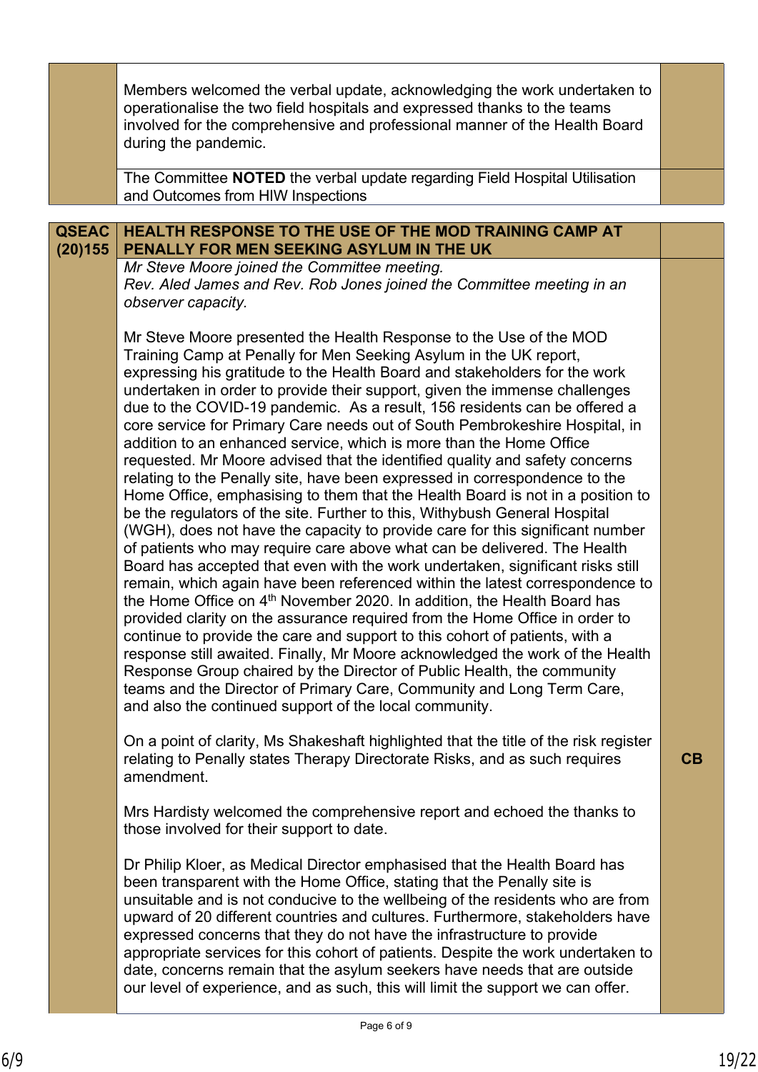| | | |
|---|---|---|
| | Members welcomed the verbal update, acknowledging the work undertaken to operationalise the two field hospitals and expressed thanks to the teams involved for the comprehensive and professional manner of the Health Board during the pandemic. | |
| | The Committee **NOTED** the verbal update regarding Field Hospital Utilisation and Outcomes from HIW Inspections | |

| | | |
|---|---|---|
| **QSEAC (20)155** | **HEALTH RESPONSE TO THE USE OF THE MOD TRAINING CAMP AT PENALLY FOR MEN SEEKING ASYLUM IN THE UK** | |
| | *Mr Steve Moore joined the Committee meeting.*<br>*Rev. Aled James and Rev. Rob Jones joined the Committee meeting in an observer capacity.*<br><br>Mr Steve Moore presented the Health Response to the Use of the MOD Training Camp at Penally for Men Seeking Asylum in the UK report, expressing his gratitude to the Health Board and stakeholders for the work undertaken in order to provide their support, given the immense challenges due to the COVID-19 pandemic. As a result, 156 residents can be offered a core service for Primary Care needs out of South Pembrokeshire Hospital, in addition to an enhanced service, which is more than the Home Office requested. Mr Moore advised that the identified quality and safety concerns relating to the Penally site, have been expressed in correspondence to the Home Office, emphasising to them that the Health Board is not in a position to be the regulators of the site. Further to this, Withybush General Hospital (WGH), does not have the capacity to provide care for this significant number of patients who may require care above what can be delivered. The Health Board has accepted that even with the work undertaken, significant risks still remain, which again have been referenced within the latest correspondence to the Home Office on 4th November 2020. In addition, the Health Board has provided clarity on the assurance required from the Home Office in order to continue to provide the care and support to this cohort of patients, with a response still awaited. Finally, Mr Moore acknowledged the work of the Health Response Group chaired by the Director of Public Health, the community teams and the Director of Primary Care, Community and Long Term Care, and also the continued support of the local community.<br><br>On a point of clarity, Ms Shakeshaft highlighted that the title of the risk register relating to Penally states Therapy Directorate Risks, and as such requires amendment.<br><br>Mrs Hardisty welcomed the comprehensive report and echoed the thanks to those involved for their support to date.<br><br>Dr Philip Kloer, as Medical Director emphasised that the Health Board has been transparent with the Home Office, stating that the Penally site is unsuitable and is not conducive to the wellbeing of the residents who are from upward of 20 different countries and cultures. Furthermore, stakeholders have expressed concerns that they do not have the infrastructure to provide appropriate services for this cohort of patients. Despite the work undertaken to date, concerns remain that the asylum seekers have needs that are outside our level of experience, and as such, this will limit the support we can offer. | **CB** |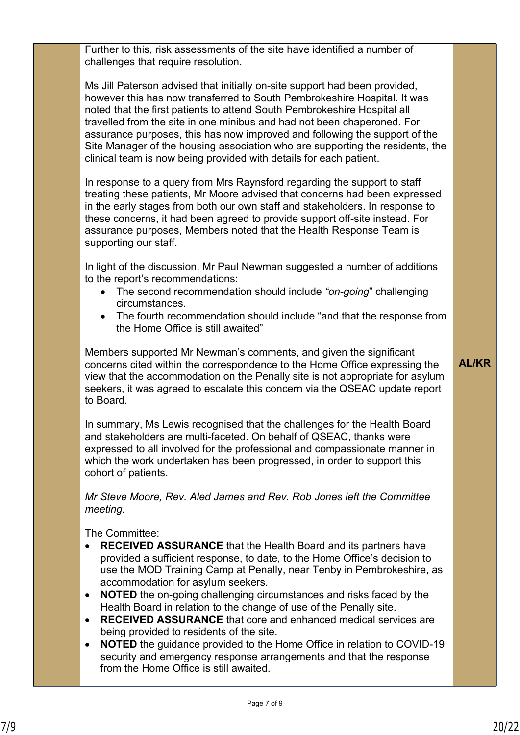| | | |
|---|---|---|
| | Further to this, risk assessments of the site have identified a number of challenges that require resolution.<br><br>Ms Jill Paterson advised that initially on-site support had been provided, however this has now transferred to South Pembrokeshire Hospital. It was noted that the first patients to attend South Pembrokeshire Hospital all travelled from the site in one minibus and had not been chaperoned. For assurance purposes, this has now improved and following the support of the Site Manager of the housing association who are supporting the residents, the clinical team is now being provided with details for each patient.<br><br>In response to a query from Mrs Raynsford regarding the support to staff treating these patients, Mr Moore advised that concerns had been expressed in the early stages from both our own staff and stakeholders. In response to these concerns, it had been agreed to provide support off-site instead. For assurance purposes, Members noted that the Health Response Team is supporting our staff.<br><br>In light of the discussion, Mr Paul Newman suggested a number of additions to the report's recommendations:<br>• The second recommendation should include *"on-going"* challenging circumstances.<br>• The fourth recommendation should include "and that the response from the Home Office is still awaited"<br><br>Members supported Mr Newman's comments, and given the significant concerns cited within the correspondence to the Home Office expressing the view that the accommodation on the Penally site is not appropriate for asylum seekers, it was agreed to escalate this concern via the QSEAC update report to Board.<br><br>In summary, Ms Lewis recognised that the challenges for the Health Board and stakeholders are multi-faceted. On behalf of QSEAC, thanks were expressed to all involved for the professional and compassionate manner in which the work undertaken has been progressed, in order to support this cohort of patients.<br><br>*Mr Steve Moore, Rev. Aled James and Rev. Rob Jones left the Committee meeting.* | **AL/KR** |
| | The Committee:<br>• **RECEIVED ASSURANCE** that the Health Board and its partners have provided a sufficient response, to date, to the Home Office's decision to use the MOD Training Camp at Penally, near Tenby in Pembrokeshire, as accommodation for asylum seekers.<br>• **NOTED** the on-going challenging circumstances and risks faced by the Health Board in relation to the change of use of the Penally site.<br>• **RECEIVED ASSURANCE** that core and enhanced medical services are being provided to residents of the site.<br>• **NOTED** the guidance provided to the Home Office in relation to COVID-19 security and emergency response arrangements and that the response from the Home Office is still awaited. | |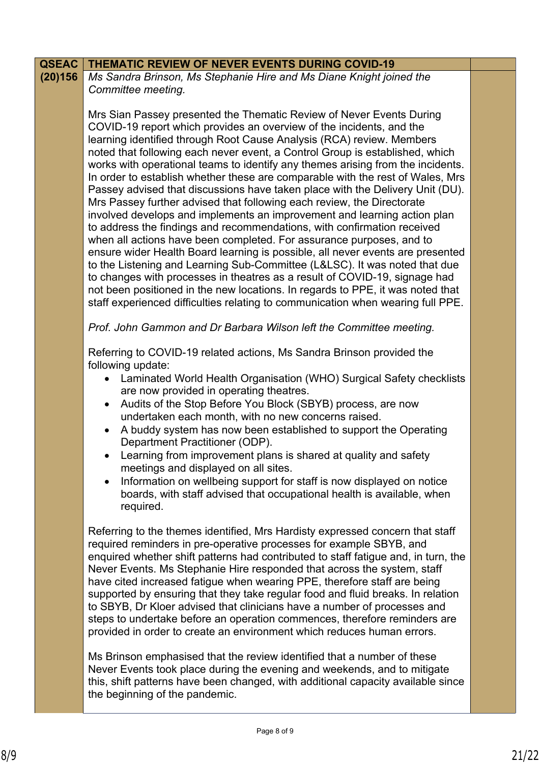| QSEAC (20)156 | THEMATIC REVIEW OF NEVER EVENTS DURING COVID-19 | |
|---|---|---|
| | *Ms Sandra Brinson, Ms Stephanie Hire and Ms Diane Knight joined the Committee meeting.*<br><br>Mrs Sian Passey presented the Thematic Review of Never Events During COVID-19 report which provides an overview of the incidents, and the learning identified through Root Cause Analysis (RCA) review. Members noted that following each never event, a Control Group is established, which works with operational teams to identify any themes arising from the incidents. In order to establish whether these are comparable with the rest of Wales, Mrs Passey advised that discussions have taken place with the Delivery Unit (DU). Mrs Passey further advised that following each review, the Directorate involved develops and implements an improvement and learning action plan to address the findings and recommendations, with confirmation received when all actions have been completed. For assurance purposes, and to ensure wider Health Board learning is possible, all never events are presented to the Listening and Learning Sub-Committee (L&LSC). It was noted that due to changes with processes in theatres as a result of COVID-19, signage had not been positioned in the new locations. In regards to PPE, it was noted that staff experienced difficulties relating to communication when wearing full PPE.<br><br>*Prof. John Gammon and Dr Barbara Wilson left the Committee meeting.*<br><br>Referring to COVID-19 related actions, Ms Sandra Brinson provided the following update:<br>• Laminated World Health Organisation (WHO) Surgical Safety checklists are now provided in operating theatres.<br>• Audits of the Stop Before You Block (SBYB) process, are now undertaken each month, with no new concerns raised.<br>• A buddy system has now been established to support the Operating Department Practitioner (ODP).<br>• Learning from improvement plans is shared at quality and safety meetings and displayed on all sites.<br>• Information on wellbeing support for staff is now displayed on notice boards, with staff advised that occupational health is available, when required.<br><br>Referring to the themes identified, Mrs Hardisty expressed concern that staff required reminders in pre-operative processes for example SBYB, and enquired whether shift patterns had contributed to staff fatigue and, in turn, the Never Events. Ms Stephanie Hire responded that across the system, staff have cited increased fatigue when wearing PPE, therefore staff are being supported by ensuring that they take regular food and fluid breaks. In relation to SBYB, Dr Kloer advised that clinicians have a number of processes and steps to undertake before an operation commences, therefore reminders are provided in order to create an environment which reduces human errors.<br><br>Ms Brinson emphasised that the review identified that a number of these Never Events took place during the evening and weekends, and to mitigate this, shift patterns have been changed, with additional capacity available since the beginning of the pandemic. | |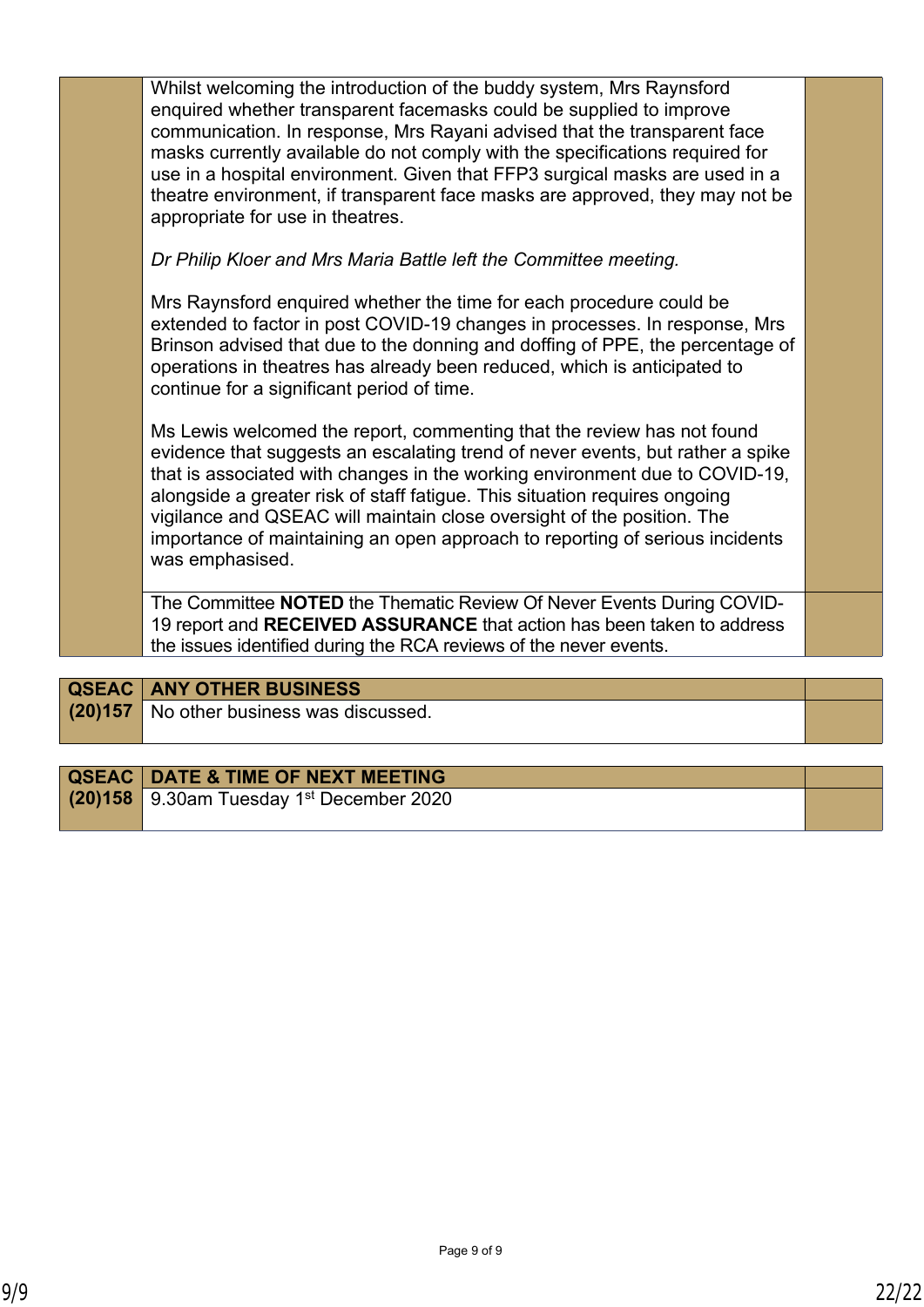| | | |
|---|---|---|
| | Whilst welcoming the introduction of the buddy system, Mrs Raynsford enquired whether transparent facemasks could be supplied to improve communication. In response, Mrs Rayani advised that the transparent face masks currently available do not comply with the specifications required for use in a hospital environment. Given that FFP3 surgical masks are used in a theatre environment, if transparent face masks are approved, they may not be appropriate for use in theatres.<br><br>*Dr Philip Kloer and Mrs Maria Battle left the Committee meeting.*<br><br>Mrs Raynsford enquired whether the time for each procedure could be extended to factor in post COVID-19 changes in processes. In response, Mrs Brinson advised that due to the donning and doffing of PPE, the percentage of operations in theatres has already been reduced, which is anticipated to continue for a significant period of time.<br><br>Ms Lewis welcomed the report, commenting that the review has not found evidence that suggests an escalating trend of never events, but rather a spike that is associated with changes in the working environment due to COVID-19, alongside a greater risk of staff fatigue. This situation requires ongoing vigilance and QSEAC will maintain close oversight of the position. The importance of maintaining an open approach to reporting of serious incidents was emphasised. | |
| | The Committee **NOTED** the Thematic Review Of Never Events During COVID-19 report and **RECEIVED ASSURANCE** that action has been taken to address the issues identified during the RCA reviews of the never events. | |

| **QSEAC (20)157** | **ANY OTHER BUSINESS** | |
|---|---|---|
| | No other business was discussed. | |

| **QSEAC (20)158** | **DATE & TIME OF NEXT MEETING** | |
|---|---|---|
| | 9.30am Tuesday 1st December 2020 | |